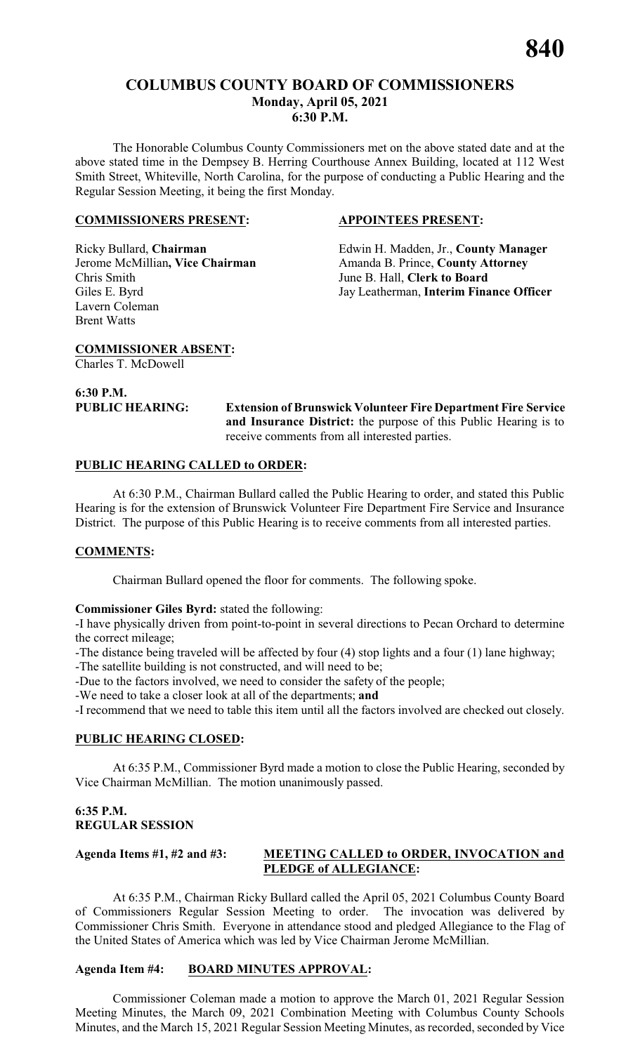# COLUMBUS COUNTY BOARD OF COMMISSIONERS
## Monday, April 05, 2021
## 6:30 P.M.

The Honorable Columbus County Commissioners met on the above stated date and at the above stated time in the Dempsey B. Herring Courthouse Annex Building, located at 112 West Smith Street, Whiteville, North Carolina, for the purpose of conducting a Public Hearing and the Regular Session Meeting, it being the first Monday.

**COMMISSIONERS PRESENT:**

Ricky Bullard, **Chairman**
Jerome McMillian**, Vice Chairman**
Chris Smith
Giles E. Byrd
Lavern Coleman
Brent Watts

**APPOINTEES PRESENT:**

Edwin H. Madden, Jr., **County Manager**
Amanda B. Prince, **County Attorney**
June B. Hall, **Clerk to Board**
Jay Leatherman, **Interim Finance Officer**

**COMMISSIONER ABSENT:**
Charles T. McDowell

**6:30 P.M.**
**PUBLIC HEARING:** **Extension of Brunswick Volunteer Fire Department Fire Service and Insurance District:** the purpose of this Public Hearing is to receive comments from all interested parties.

**PUBLIC HEARING CALLED to ORDER:**

At 6:30 P.M., Chairman Bullard called the Public Hearing to order, and stated this Public Hearing is for the extension of Brunswick Volunteer Fire Department Fire Service and Insurance District. The purpose of this Public Hearing is to receive comments from all interested parties.

**COMMENTS:**

Chairman Bullard opened the floor for comments. The following spoke.

**Commissioner Giles Byrd:** stated the following:

-I have physically driven from point-to-point in several directions to Pecan Orchard to determine the correct mileage;
-The distance being traveled will be affected by four (4) stop lights and a four (1) lane highway;
-The satellite building is not constructed, and will need to be;
-Due to the factors involved, we need to consider the safety of the people;
-We need to take a closer look at all of the departments; **and**
-I recommend that we need to table this item until all the factors involved are checked out closely.

**PUBLIC HEARING CLOSED:**

At 6:35 P.M., Commissioner Byrd made a motion to close the Public Hearing, seconded by Vice Chairman McMillian. The motion unanimously passed.

**6:35 P.M.**
**REGULAR SESSION**

**Agenda Items #1, #2 and #3:** **MEETING CALLED to ORDER, INVOCATION and PLEDGE of ALLEGIANCE:**

At 6:35 P.M., Chairman Ricky Bullard called the April 05, 2021 Columbus County Board of Commissioners Regular Session Meeting to order. The invocation was delivered by Commissioner Chris Smith. Everyone in attendance stood and pledged Allegiance to the Flag of the United States of America which was led by Vice Chairman Jerome McMillian.

**Agenda Item #4:** **BOARD MINUTES APPROVAL:**

Commissioner Coleman made a motion to approve the March 01, 2021 Regular Session Meeting Minutes, the March 09, 2021 Combination Meeting with Columbus County Schools Minutes, and the March 15, 2021 Regular Session Meeting Minutes, as recorded, seconded by Vice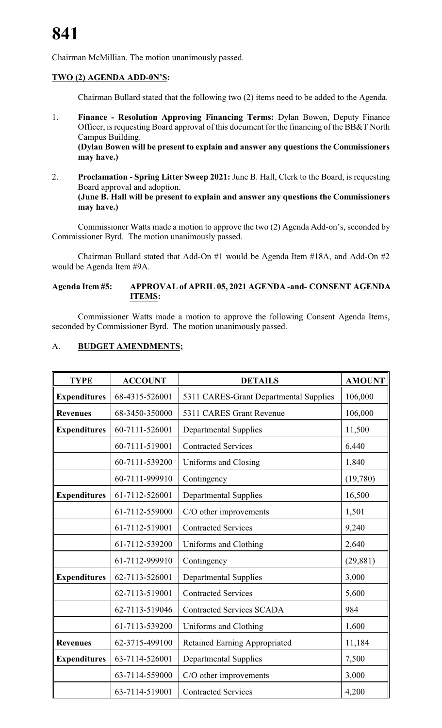Chairman McMillian. The motion unanimously passed.

**TWO (2) AGENDA ADD-0N'S:**

Chairman Bullard stated that the following two (2) items need to be added to the Agenda.

1. **Finance - Resolution Approving Financing Terms:** Dylan Bowen, Deputy Finance Officer, is requesting Board approval of this document for the financing of the BB&T North Campus Building.
**(Dylan Bowen will be present to explain and answer any questions the Commissioners may have.)**

2. **Proclamation - Spring Litter Sweep 2021:** June B. Hall, Clerk to the Board, is requesting Board approval and adoption.
**(June B. Hall will be present to explain and answer any questions the Commissioners may have.)**

Commissioner Watts made a motion to approve the two (2) Agenda Add-on's, seconded by Commissioner Byrd. The motion unanimously passed.

Chairman Bullard stated that Add-On #1 would be Agenda Item #18A, and Add-On #2 would be Agenda Item #9A.

**Agenda Item #5: APPROVAL of APRIL 05, 2021 AGENDA -and- CONSENT AGENDA ITEMS:**

Commissioner Watts made a motion to approve the following Consent Agenda Items, seconded by Commissioner Byrd. The motion unanimously passed.

A. **BUDGET AMENDMENTS;**

| TYPE | ACCOUNT | DETAILS | AMOUNT |
|---|---|---|---|
| **Expenditures** | 68-4315-526001 | 5311 CARES-Grant Departmental Supplies | 106,000 |
| **Revenues** | 68-3450-350000 | 5311 CARES Grant Revenue | 106,000 |
| **Expenditures** | 60-7111-526001 | Departmental Supplies | 11,500 |
| | 60-7111-519001 | Contracted Services | 6,440 |
| | 60-7111-539200 | Uniforms and Closing | 1,840 |
| | 60-7111-999910 | Contingency | (19,780) |
| **Expenditures** | 61-7112-526001 | Departmental Supplies | 16,500 |
| | 61-7112-559000 | C/O other improvements | 1,501 |
| | 61-7112-519001 | Contracted Services | 9,240 |
| | 61-7112-539200 | Uniforms and Clothing | 2,640 |
| | 61-7112-999910 | Contingency | (29,881) |
| **Expenditures** | 62-7113-526001 | Departmental Supplies | 3,000 |
| | 62-7113-519001 | Contracted Services | 5,600 |
| | 62-7113-519046 | Contracted Services SCADA | 984 |
| | 61-7113-539200 | Uniforms and Clothing | 1,600 |
| **Revenues** | 62-3715-499100 | Retained Earning Appropriated | 11,184 |
| **Expenditures** | 63-7114-526001 | Departmental Supplies | 7,500 |
| | 63-7114-559000 | C/O other improvements | 3,000 |
| | 63-7114-519001 | Contracted Services | 4,200 |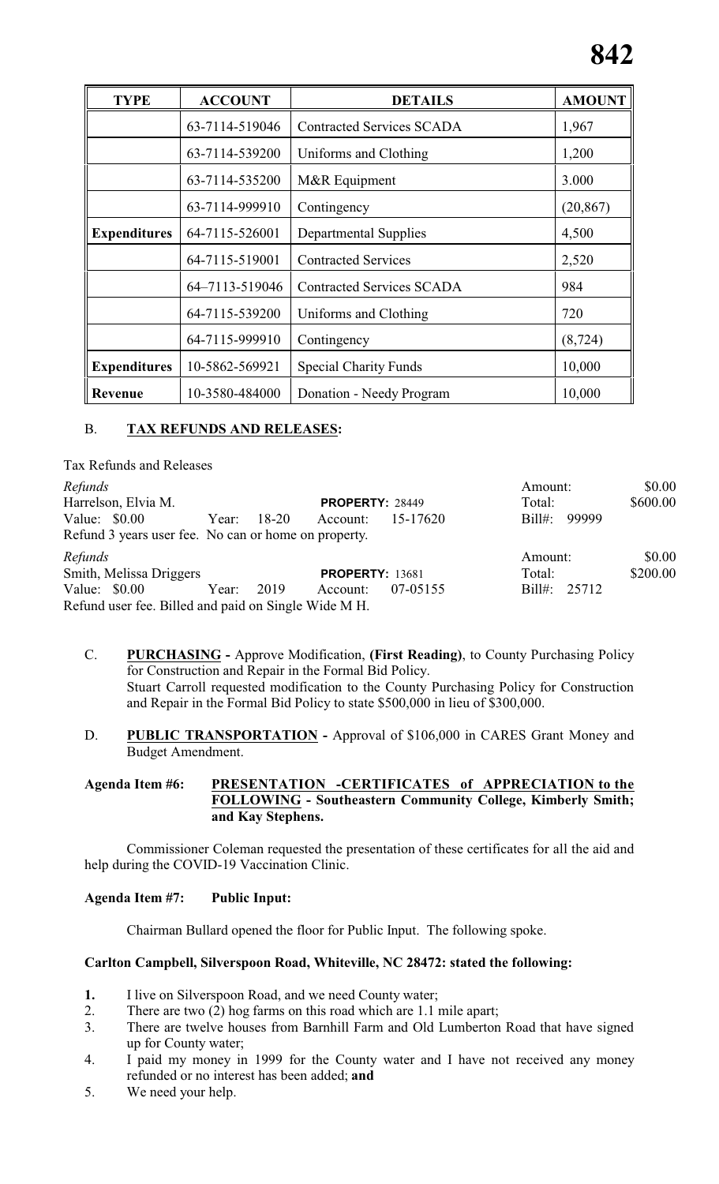| TYPE | ACCOUNT | DETAILS | AMOUNT |
|---|---|---|---|
| | 63-7114-519046 | Contracted Services SCADA | 1,967 |
| | 63-7114-539200 | Uniforms and Clothing | 1,200 |
| | 63-7114-535200 | M&R Equipment | 3.000 |
| | 63-7114-999910 | Contingency | (20,867) |
| **Expenditures** | 64-7115-526001 | Departmental Supplies | 4,500 |
| | 64-7115-519001 | Contracted Services | 2,520 |
| | 64–7113-519046 | Contracted Services SCADA | 984 |
| | 64-7115-539200 | Uniforms and Clothing | 720 |
| | 64-7115-999910 | Contingency | (8,724) |
| **Expenditures** | 10-5862-569921 | Special Charity Funds | 10,000 |
| **Revenue** | 10-3580-484000 | Donation - Needy Program | 10,000 |

B. **TAX REFUNDS AND RELEASES:**

Tax Refunds and Releases

*Refunds* Amount: $0.00
Harrelson, Elvia M. **PROPERTY:** 28449 Total: $600.00
Value: $0.00 Year: 18-20 Account: 15-17620 Bill#: 99999
Refund 3 years user fee. No can or home on property.

*Refunds* Amount: $0.00
Smith, Melissa Driggers **PROPERTY:** 13681 Total: $200.00
Value: $0.00 Year: 2019 Account: 07-05155 Bill#: 25712
Refund user fee. Billed and paid on Single Wide M H.

C. **PURCHASING -** Approve Modification, **(First Reading)**, to County Purchasing Policy for Construction and Repair in the Formal Bid Policy.
Stuart Carroll requested modification to the County Purchasing Policy for Construction and Repair in the Formal Bid Policy to state $500,000 in lieu of $300,000.

D. **PUBLIC TRANSPORTATION -** Approval of $106,000 in CARES Grant Money and Budget Amendment.

**Agenda Item #6: PRESENTATION -CERTIFICATES of APPRECIATION to the FOLLOWING - Southeastern Community College, Kimberly Smith; and Kay Stephens.**

Commissioner Coleman requested the presentation of these certificates for all the aid and help during the COVID-19 Vaccination Clinic.

**Agenda Item #7: Public Input:**

Chairman Bullard opened the floor for Public Input. The following spoke.

**Carlton Campbell, Silverspoon Road, Whiteville, NC 28472: stated the following:**

1. I live on Silverspoon Road, and we need County water;
2. There are two (2) hog farms on this road which are 1.1 mile apart;
3. There are twelve houses from Barnhill Farm and Old Lumberton Road that have signed up for County water;
4. I paid my money in 1999 for the County water and I have not received any money refunded or no interest has been added; **and**
5. We need your help.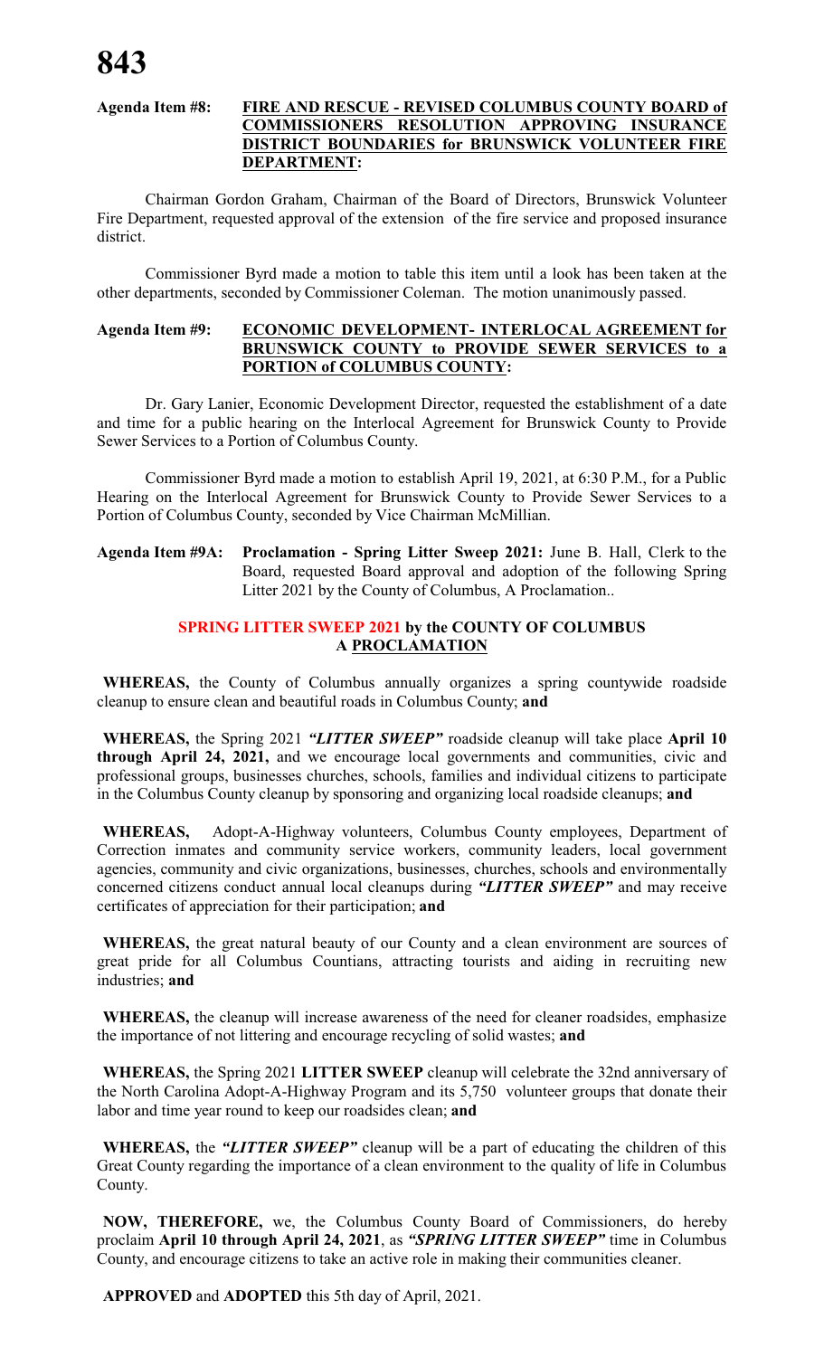**Agenda Item #8: FIRE AND RESCUE - REVISED COLUMBUS COUNTY BOARD of COMMISSIONERS RESOLUTION APPROVING INSURANCE DISTRICT BOUNDARIES for BRUNSWICK VOLUNTEER FIRE DEPARTMENT:**

Chairman Gordon Graham, Chairman of the Board of Directors, Brunswick Volunteer Fire Department, requested approval of the extension of the fire service and proposed insurance district.

Commissioner Byrd made a motion to table this item until a look has been taken at the other departments, seconded by Commissioner Coleman. The motion unanimously passed.

**Agenda Item #9: ECONOMIC DEVELOPMENT- INTERLOCAL AGREEMENT for BRUNSWICK COUNTY to PROVIDE SEWER SERVICES to a PORTION of COLUMBUS COUNTY:**

Dr. Gary Lanier, Economic Development Director, requested the establishment of a date and time for a public hearing on the Interlocal Agreement for Brunswick County to Provide Sewer Services to a Portion of Columbus County.

Commissioner Byrd made a motion to establish April 19, 2021, at 6:30 P.M., for a Public Hearing on the Interlocal Agreement for Brunswick County to Provide Sewer Services to a Portion of Columbus County, seconded by Vice Chairman McMillian.

**Agenda Item #9A: Proclamation - Spring Litter Sweep 2021:** June B. Hall, Clerk to the Board, requested Board approval and adoption of the following Spring Litter 2021 by the County of Columbus, A Proclamation..

**SPRING LITTER SWEEP 2021 by the COUNTY OF COLUMBUS**
**A PROCLAMATION**

**WHEREAS,** the County of Columbus annually organizes a spring countywide roadside cleanup to ensure clean and beautiful roads in Columbus County; **and**

**WHEREAS,** the Spring 2021 ***"LITTER SWEEP"*** roadside cleanup will take place **April 10 through April 24, 2021,** and we encourage local governments and communities, civic and professional groups, businesses churches, schools, families and individual citizens to participate in the Columbus County cleanup by sponsoring and organizing local roadside cleanups; **and**

**WHEREAS,** Adopt-A-Highway volunteers, Columbus County employees, Department of Correction inmates and community service workers, community leaders, local government agencies, community and civic organizations, businesses, churches, schools and environmentally concerned citizens conduct annual local cleanups during ***"LITTER SWEEP"*** and may receive certificates of appreciation for their participation; **and**

**WHEREAS,** the great natural beauty of our County and a clean environment are sources of great pride for all Columbus Countians, attracting tourists and aiding in recruiting new industries; **and**

**WHEREAS,** the cleanup will increase awareness of the need for cleaner roadsides, emphasize the importance of not littering and encourage recycling of solid wastes; **and**

**WHEREAS,** the Spring 2021 **LITTER SWEEP** cleanup will celebrate the 32nd anniversary of the North Carolina Adopt-A-Highway Program and its 5,750 volunteer groups that donate their labor and time year round to keep our roadsides clean; **and**

**WHEREAS,** the ***"LITTER SWEEP"*** cleanup will be a part of educating the children of this Great County regarding the importance of a clean environment to the quality of life in Columbus County.

**NOW, THEREFORE,** we, the Columbus County Board of Commissioners, do hereby proclaim **April 10 through April 24, 2021**, as ***"SPRING LITTER SWEEP"*** time in Columbus County, and encourage citizens to take an active role in making their communities cleaner.

**APPROVED** and **ADOPTED** this 5th day of April, 2021.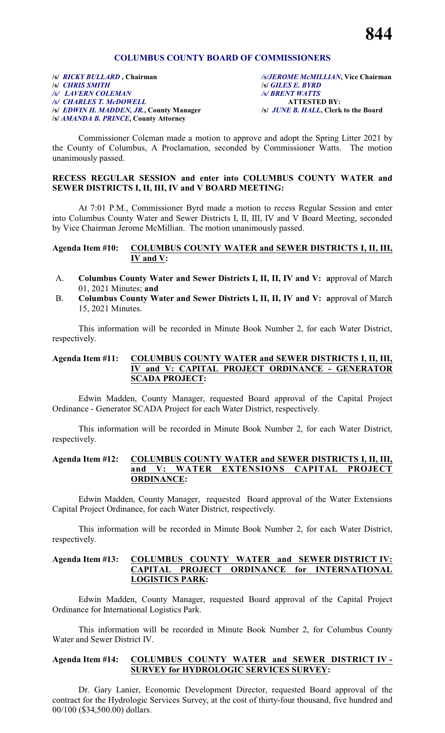## COLUMBUS COUNTY BOARD OF COMMISSIONERS

/s/ *RICKY BULLARD* , Chairman
/s/ *CHRIS SMITH*
/s/ *LAVERN COLEMAN*
/s/ *CHARLES T. McDOWELL*
/s/ *EDWIN H. MADDEN, JR.*, County Manager
/s/ *AMANDA B. PRINCE*, County Attorney

/s/*JEROME McMILLIAN*, Vice Chairman
/s/ *GILES E. BYRD*
/s/ *BRENT WATTS*
**ATTESTED BY:**
/s/ *JUNE B. HALL*, Clerk to the Board

Commissioner Coleman made a motion to approve and adopt the Spring Litter 2021 by the County of Columbus, A Proclamation, seconded by Commissioner Watts. The motion unanimously passed.

**RECESS REGULAR SESSION and enter into COLUMBUS COUNTY WATER and SEWER DISTRICTS I, II, III, IV and V BOARD MEETING:**

At 7:01 P.M., Commissioner Byrd made a motion to recess Regular Session and enter into Columbus County Water and Sewer Districts I, II, III, IV and V Board Meeting, seconded by Vice Chairman Jerome McMillian. The motion unanimously passed.

**Agenda Item #10: COLUMBUS COUNTY WATER and SEWER DISTRICTS I, II, III, IV and V:**

A. **Columbus County Water and Sewer Districts I, II, II, IV and V: a**pproval of March 01, 2021 Minutes; **and**
B. **Columbus County Water and Sewer Districts I, II, II, IV and V: a**pproval of March 15, 2021 Minutes.

This information will be recorded in Minute Book Number 2, for each Water District, respectively.

**Agenda Item #11: COLUMBUS COUNTY WATER and SEWER DISTRICTS I, II, III, IV and V: CAPITAL PROJECT ORDINANCE - GENERATOR SCADA PROJECT:**

Edwin Madden, County Manager, requested Board approval of the Capital Project Ordinance - Generator SCADA Project for each Water District, respectively.

This information will be recorded in Minute Book Number 2, for each Water District, respectively.

**Agenda Item #12: COLUMBUS COUNTY WATER and SEWER DISTRICTS I, II, III, and V: WATER EXTENSIONS CAPITAL PROJECT ORDINANCE:**

Edwin Madden, County Manager, requested Board approval of the Water Extensions Capital Project Ordinance, for each Water District, respectively.

This information will be recorded in Minute Book Number 2, for each Water District, respectively.

**Agenda Item #13: COLUMBUS COUNTY WATER and SEWER DISTRICT IV: CAPITAL PROJECT ORDINANCE for INTERNATIONAL LOGISTICS PARK:**

Edwin Madden, County Manager, requested Board approval of the Capital Project Ordinance for International Logistics Park.

This information will be recorded in Minute Book Number 2, for Columbus County Water and Sewer District IV.

**Agenda Item #14: COLUMBUS COUNTY WATER and SEWER DISTRICT IV - SURVEY for HYDROLOGIC SERVICES SURVEY:**

Dr. Gary Lanier, Economic Development Director, requested Board approval of the contract for the Hydrologic Services Survey, at the cost of thirty-four thousand, five hundred and 00/100 ($34,500.00) dollars.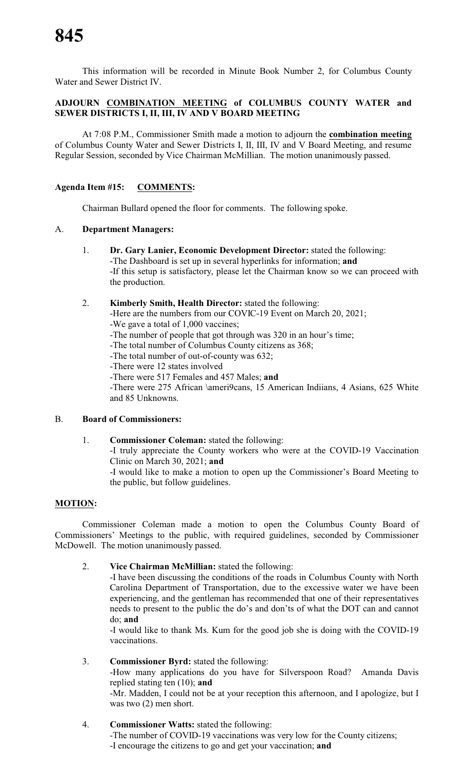This information will be recorded in Minute Book Number 2, for Columbus County Water and Sewer District IV.

**ADJOURN COMBINATION MEETING of COLUMBUS COUNTY WATER and SEWER DISTRICTS I, II, III, IV AND V BOARD MEETING**

At 7:08 P.M., Commissioner Smith made a motion to adjourn the **combination meeting** of Columbus County Water and Sewer Districts I, II, III, IV and V Board Meeting, and resume Regular Session, seconded by Vice Chairman McMillian. The motion unanimously passed.

**Agenda Item #15: COMMENTS:**

Chairman Bullard opened the floor for comments. The following spoke.

A. **Department Managers:**

1. **Dr. Gary Lanier, Economic Development Director:** stated the following:
   -The Dashboard is set up in several hyperlinks for information; **and**
   -If this setup is satisfactory, please let the Chairman know so we can proceed with the production.

2. **Kimberly Smith, Health Director:** stated the following:
   -Here are the numbers from our COVIC-19 Event on March 20, 2021;
   -We gave a total of 1,000 vaccines;
   -The number of people that got through was 320 in an hour's time;
   -The total number of Columbus County citizens as 368;
   -The total number of out-of-county was 632;
   -There were 12 states involved
   -There were 517 Females and 457 Males; **and**
   -There were 275 African \ameri9cans, 15 American Indiians, 4 Asians, 625 White and 85 Unknowns.

B. **Board of Commissioners:**

1. **Commissioner Coleman:** stated the following:
   -I truly appreciate the County workers who were at the COVID-19 Vaccination Clinic on March 30, 2021; **and**
   -I would like to make a motion to open up the Commissioner's Board Meeting to the public, but follow guidelines.

**MOTION:**

Commissioner Coleman made a motion to open the Columbus County Board of Commissioners' Meetings to the public, with required guidelines, seconded by Commissioner McDowell. The motion unanimously passed.

2. **Vice Chairman McMillian:** stated the following:
   -I have been discussing the conditions of the roads in Columbus County with North Carolina Department of Transportation, due to the excessive water we have been experiencing, and the gentleman has recommended that one of their representatives needs to present to the public the do's and don'ts of what the DOT can and cannot do; **and**
   -I would like to thank Ms. Kum for the good job she is doing with the COVID-19 vaccinations.

3. **Commissioner Byrd:** stated the following:
   -How many applications do you have for Silverspoon Road? Amanda Davis replied stating ten (10); **and**
   -Mr. Madden, I could not be at your reception this afternoon, and I apologize, but I was two (2) men short.

4. **Commissioner Watts:** stated the following:
   -The number of COVID-19 vaccinations was very low for the County citizens;
   -I encourage the citizens to go and get your vaccination; **and**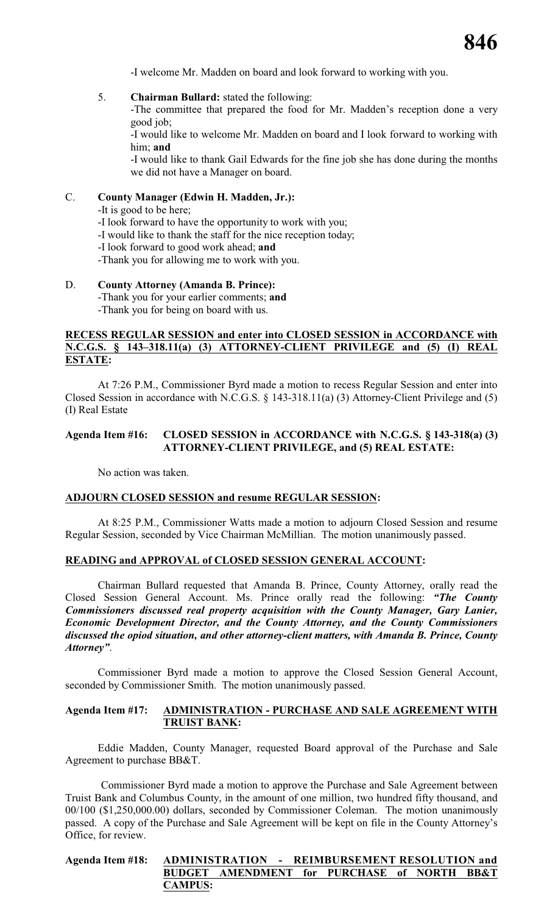-I welcome Mr. Madden on board and look forward to working with you.

5. **Chairman Bullard:** stated the following:
   -The committee that prepared the food for Mr. Madden's reception done a very good job;
   -I would like to welcome Mr. Madden on board and I look forward to working with him; **and**
   -I would like to thank Gail Edwards for the fine job she has done during the months we did not have a Manager on board.

C. **County Manager (Edwin H. Madden, Jr.):**
   -It is good to be here;
   -I look forward to have the opportunity to work with you;
   -I would like to thank the staff for the nice reception today;
   -I look forward to good work ahead; **and**
   -Thank you for allowing me to work with you.

D. **County Attorney (Amanda B. Prince):**
   -Thank you for your earlier comments; **and**
   -Thank you for being on board with us.

**RECESS REGULAR SESSION and enter into CLOSED SESSION in ACCORDANCE with N.C.G.S. § 143–318.11(a) (3) ATTORNEY-CLIENT PRIVILEGE and (5) (I) REAL ESTATE:**

At 7:26 P.M., Commissioner Byrd made a motion to recess Regular Session and enter into Closed Session in accordance with N.C.G.S. § 143-318.11(a) (3) Attorney-Client Privilege and (5) (I) Real Estate

**Agenda Item #16: CLOSED SESSION in ACCORDANCE with N.C.G.S. § 143-318(a) (3) ATTORNEY-CLIENT PRIVILEGE, and (5) REAL ESTATE:**

No action was taken.

**ADJOURN CLOSED SESSION and resume REGULAR SESSION:**

At 8:25 P.M., Commissioner Watts made a motion to adjourn Closed Session and resume Regular Session, seconded by Vice Chairman McMillian. The motion unanimously passed.

**READING and APPROVAL of CLOSED SESSION GENERAL ACCOUNT:**

Chairman Bullard requested that Amanda B. Prince, County Attorney, orally read the Closed Session General Account. Ms. Prince orally read the following: ***"The County Commissioners discussed real property acquisition with the County Manager, Gary Lanier, Economic Development Director, and the County Attorney, and the County Commissioners discussed the opiod situation, and other attorney-client matters, with Amanda B. Prince, County Attorney"***.

Commissioner Byrd made a motion to approve the Closed Session General Account, seconded by Commissioner Smith. The motion unanimously passed.

**Agenda Item #17: ADMINISTRATION - PURCHASE AND SALE AGREEMENT WITH TRUIST BANK:**

Eddie Madden, County Manager, requested Board approval of the Purchase and Sale Agreement to purchase BB&T.

Commissioner Byrd made a motion to approve the Purchase and Sale Agreement between Truist Bank and Columbus County, in the amount of one million, two hundred fifty thousand, and 00/100 ($1,250,000.00) dollars, seconded by Commissioner Coleman. The motion unanimously passed. A copy of the Purchase and Sale Agreement will be kept on file in the County Attorney's Office, for review.

**Agenda Item #18: ADMINISTRATION - REIMBURSEMENT RESOLUTION and BUDGET AMENDMENT for PURCHASE of NORTH BB&T CAMPUS:**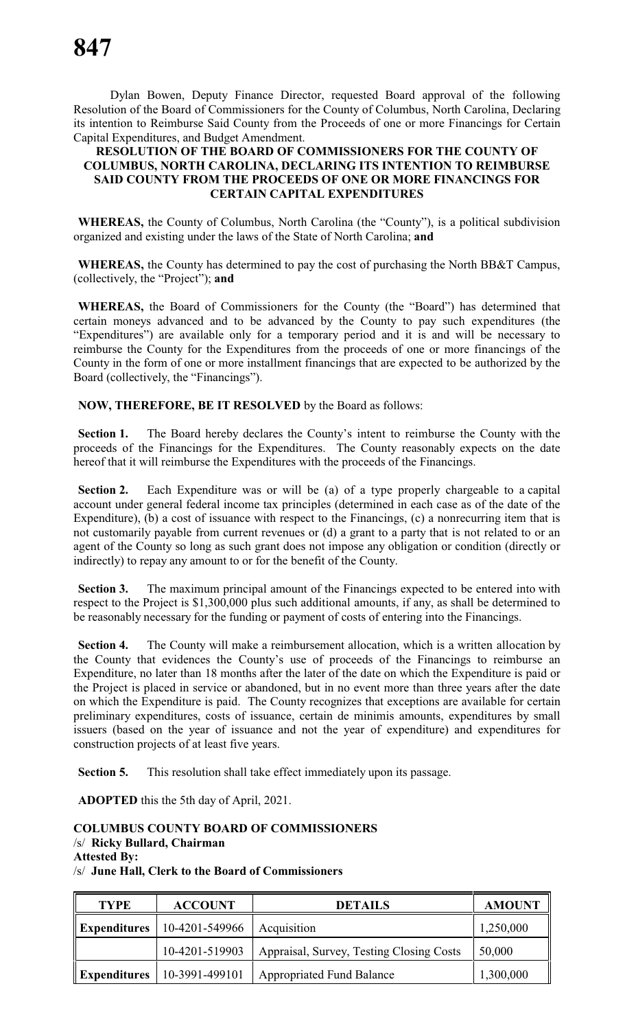Dylan Bowen, Deputy Finance Director, requested Board approval of the following Resolution of the Board of Commissioners for the County of Columbus, North Carolina, Declaring its intention to Reimburse Said County from the Proceeds of one or more Financings for Certain Capital Expenditures, and Budget Amendment.

**RESOLUTION OF THE BOARD OF COMMISSIONERS FOR THE COUNTY OF COLUMBUS, NORTH CAROLINA, DECLARING ITS INTENTION TO REIMBURSE SAID COUNTY FROM THE PROCEEDS OF ONE OR MORE FINANCINGS FOR CERTAIN CAPITAL EXPENDITURES**

**WHEREAS,** the County of Columbus, North Carolina (the "County"), is a political subdivision organized and existing under the laws of the State of North Carolina; **and**

**WHEREAS,** the County has determined to pay the cost of purchasing the North BB&T Campus, (collectively, the "Project"); **and**

**WHEREAS,** the Board of Commissioners for the County (the "Board") has determined that certain moneys advanced and to be advanced by the County to pay such expenditures (the "Expenditures") are available only for a temporary period and it is and will be necessary to reimburse the County for the Expenditures from the proceeds of one or more financings of the County in the form of one or more installment financings that are expected to be authorized by the Board (collectively, the "Financings").

**NOW, THEREFORE, BE IT RESOLVED** by the Board as follows:

**Section 1.** The Board hereby declares the County's intent to reimburse the County with the proceeds of the Financings for the Expenditures. The County reasonably expects on the date hereof that it will reimburse the Expenditures with the proceeds of the Financings.

**Section 2.** Each Expenditure was or will be (a) of a type properly chargeable to a capital account under general federal income tax principles (determined in each case as of the date of the Expenditure), (b) a cost of issuance with respect to the Financings, (c) a nonrecurring item that is not customarily payable from current revenues or (d) a grant to a party that is not related to or an agent of the County so long as such grant does not impose any obligation or condition (directly or indirectly) to repay any amount to or for the benefit of the County.

**Section 3.** The maximum principal amount of the Financings expected to be entered into with respect to the Project is $1,300,000 plus such additional amounts, if any, as shall be determined to be reasonably necessary for the funding or payment of costs of entering into the Financings.

**Section 4.** The County will make a reimbursement allocation, which is a written allocation by the County that evidences the County's use of proceeds of the Financings to reimburse an Expenditure, no later than 18 months after the later of the date on which the Expenditure is paid or the Project is placed in service or abandoned, but in no event more than three years after the date on which the Expenditure is paid. The County recognizes that exceptions are available for certain preliminary expenditures, costs of issuance, certain de minimis amounts, expenditures by small issuers (based on the year of issuance and not the year of expenditure) and expenditures for construction projects of at least five years.

**Section 5.** This resolution shall take effect immediately upon its passage.

**ADOPTED** this the 5th day of April, 2021.

**COLUMBUS COUNTY BOARD OF COMMISSIONERS**
/s/ **Ricky Bullard, Chairman**
**Attested By:**
/s/ **June Hall, Clerk to the Board of Commissioners**

| TYPE | ACCOUNT | DETAILS | AMOUNT |
|---|---|---|---|
| **Expenditures** | 10-4201-549966 | Acquisition | 1,250,000 |
| | 10-4201-519903 | Appraisal, Survey, Testing Closing Costs | 50,000 |
| **Expenditures** | 10-3991-499101 | Appropriated Fund Balance | 1,300,000 |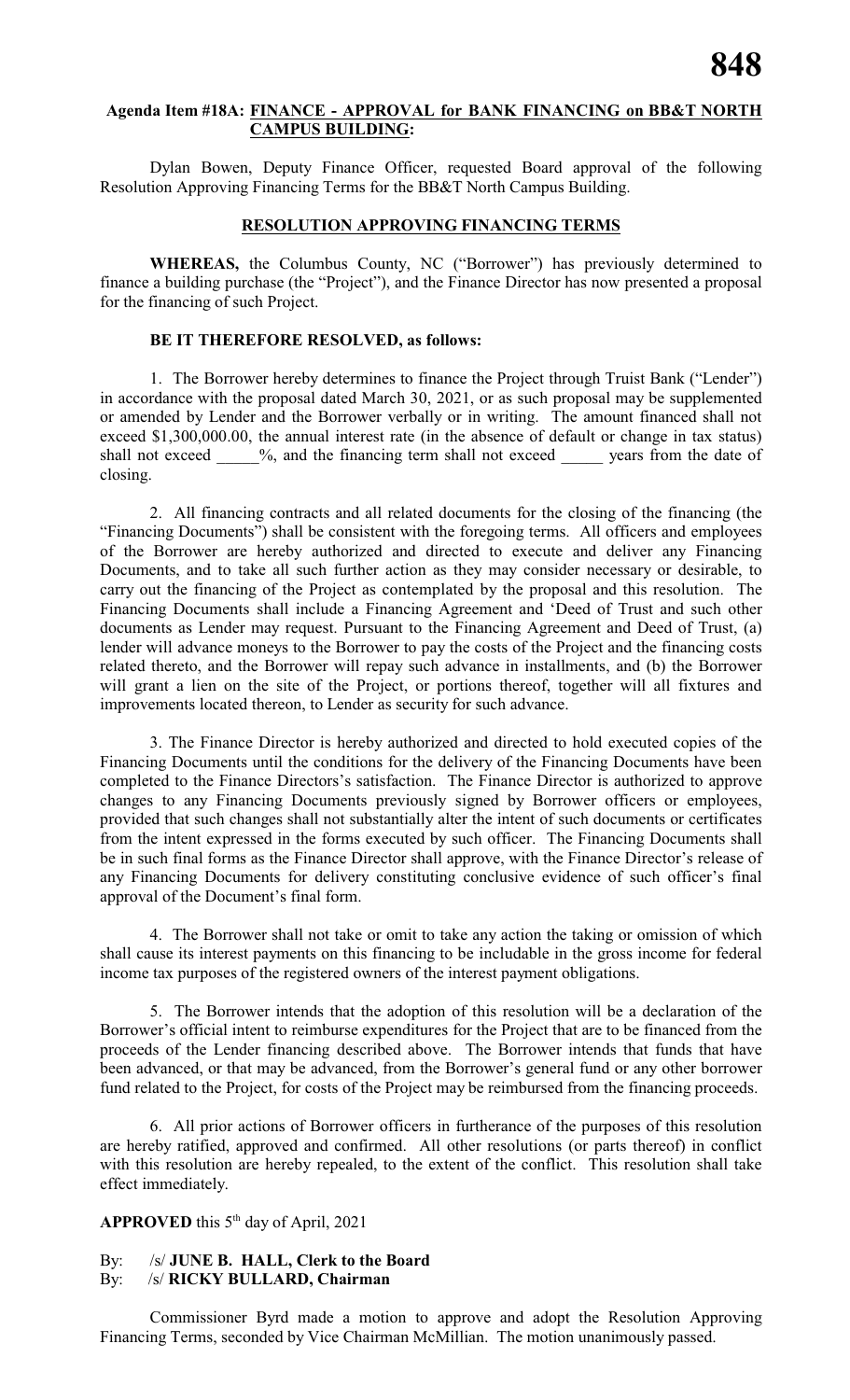**Agenda Item #18A: FINANCE - APPROVAL for BANK FINANCING on BB&T NORTH CAMPUS BUILDING:**

Dylan Bowen, Deputy Finance Officer, requested Board approval of the following Resolution Approving Financing Terms for the BB&T North Campus Building.

**RESOLUTION APPROVING FINANCING TERMS**

**WHEREAS,** the Columbus County, NC ("Borrower") has previously determined to finance a building purchase (the "Project"), and the Finance Director has now presented a proposal for the financing of such Project.

**BE IT THEREFORE RESOLVED, as follows:**

1. The Borrower hereby determines to finance the Project through Truist Bank ("Lender") in accordance with the proposal dated March 30, 2021, or as such proposal may be supplemented or amended by Lender and the Borrower verbally or in writing. The amount financed shall not exceed $1,300,000.00, the annual interest rate (in the absence of default or change in tax status) shall not exceed _____%, and the financing term shall not exceed _____ years from the date of closing.

2. All financing contracts and all related documents for the closing of the financing (the "Financing Documents") shall be consistent with the foregoing terms. All officers and employees of the Borrower are hereby authorized and directed to execute and deliver any Financing Documents, and to take all such further action as they may consider necessary or desirable, to carry out the financing of the Project as contemplated by the proposal and this resolution. The Financing Documents shall include a Financing Agreement and 'Deed of Trust and such other documents as Lender may request. Pursuant to the Financing Agreement and Deed of Trust, (a) lender will advance moneys to the Borrower to pay the costs of the Project and the financing costs related thereto, and the Borrower will repay such advance in installments, and (b) the Borrower will grant a lien on the site of the Project, or portions thereof, together will all fixtures and improvements located thereon, to Lender as security for such advance.

3. The Finance Director is hereby authorized and directed to hold executed copies of the Financing Documents until the conditions for the delivery of the Financing Documents have been completed to the Finance Directors's satisfaction. The Finance Director is authorized to approve changes to any Financing Documents previously signed by Borrower officers or employees, provided that such changes shall not substantially alter the intent of such documents or certificates from the intent expressed in the forms executed by such officer. The Financing Documents shall be in such final forms as the Finance Director shall approve, with the Finance Director's release of any Financing Documents for delivery constituting conclusive evidence of such officer's final approval of the Document's final form.

4. The Borrower shall not take or omit to take any action the taking or omission of which shall cause its interest payments on this financing to be includable in the gross income for federal income tax purposes of the registered owners of the interest payment obligations.

5. The Borrower intends that the adoption of this resolution will be a declaration of the Borrower's official intent to reimburse expenditures for the Project that are to be financed from the proceeds of the Lender financing described above. The Borrower intends that funds that have been advanced, or that may be advanced, from the Borrower's general fund or any other borrower fund related to the Project, for costs of the Project may be reimbursed from the financing proceeds.

6. All prior actions of Borrower officers in furtherance of the purposes of this resolution are hereby ratified, approved and confirmed. All other resolutions (or parts thereof) in conflict with this resolution are hereby repealed, to the extent of the conflict. This resolution shall take effect immediately.

**APPROVED** this 5th day of April, 2021

By: /s/ **JUNE B. HALL, Clerk to the Board**
By: /s/ **RICKY BULLARD, Chairman**

Commissioner Byrd made a motion to approve and adopt the Resolution Approving Financing Terms, seconded by Vice Chairman McMillian. The motion unanimously passed.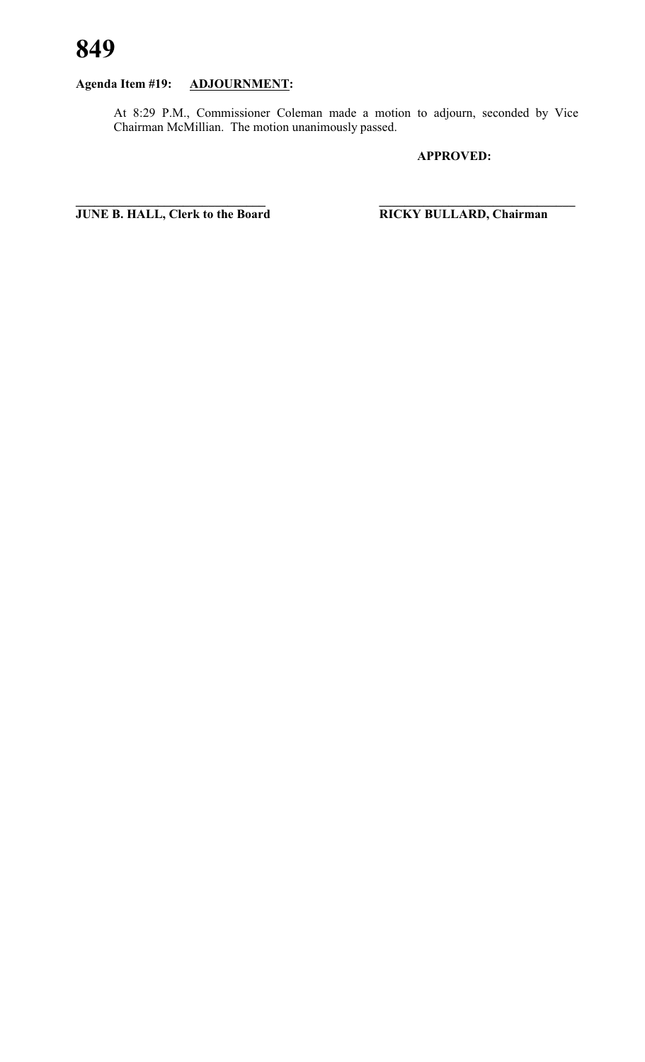**Agenda Item #19: ADJOURNMENT:**

At 8:29 P.M., Commissioner Coleman made a motion to adjourn, seconded by Vice Chairman McMillian. The motion unanimously passed.

**APPROVED:**

______________________________ ______________________________

**JUNE B. HALL, Clerk to the Board** **RICKY BULLARD, Chairman**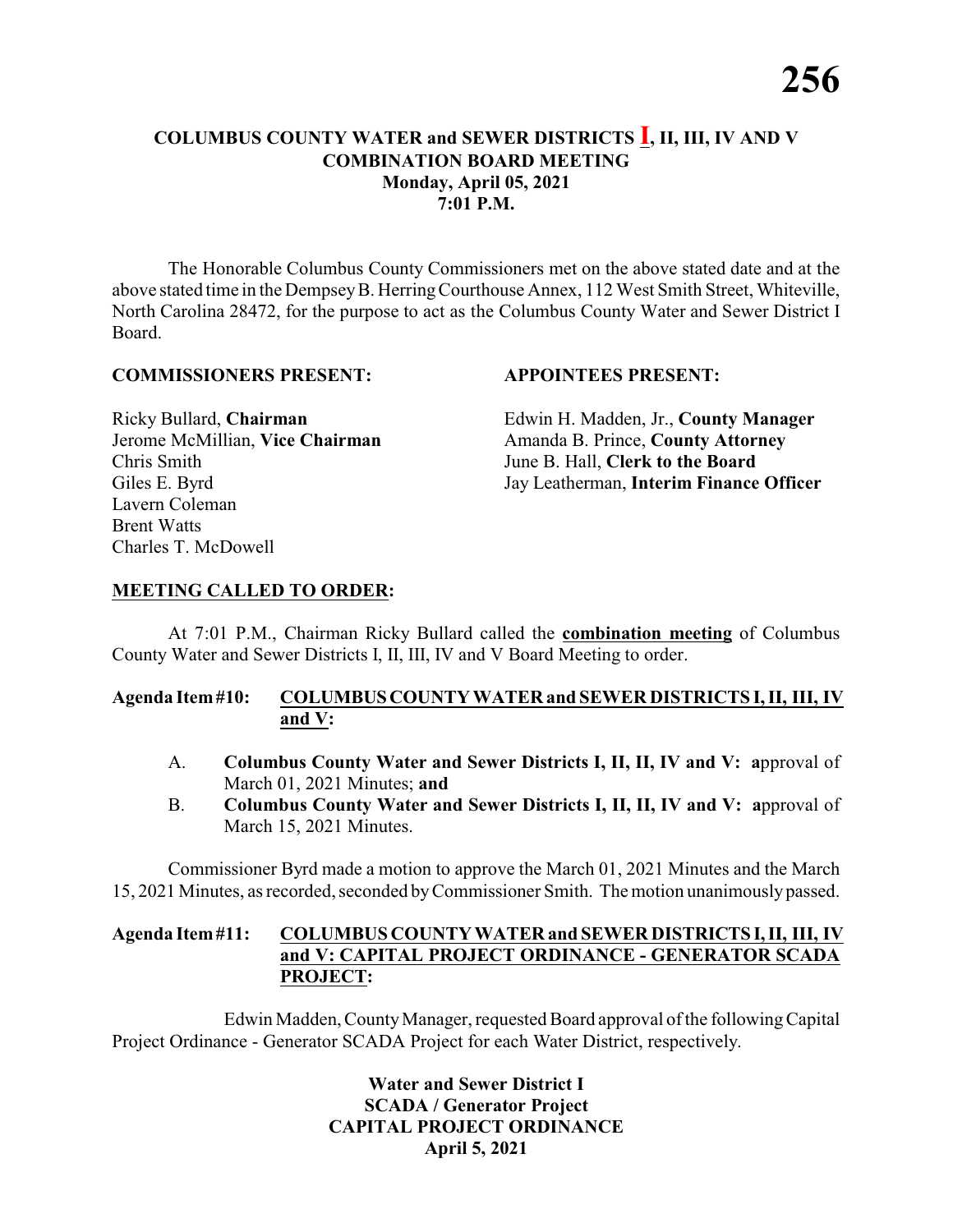# COLUMBUS COUNTY WATER and SEWER DISTRICTS I, II, III, IV AND V COMBINATION BOARD MEETING
## Monday, April 05, 2021
## 7:01 P.M.

The Honorable Columbus County Commissioners met on the above stated date and at the above stated time in the Dempsey B. Herring Courthouse Annex, 112 West Smith Street, Whiteville, North Carolina 28472, for the purpose to act as the Columbus County Water and Sewer District I Board.

**COMMISSIONERS PRESENT:**

Ricky Bullard, **Chairman**
Jerome McMillian, **Vice Chairman**
Chris Smith
Giles E. Byrd
Lavern Coleman
Brent Watts
Charles T. McDowell

**APPOINTEES PRESENT:**

Edwin H. Madden, Jr., **County Manager**
Amanda B. Prince, **County Attorney**
June B. Hall, **Clerk to the Board**
Jay Leatherman, **Interim Finance Officer**

**MEETING CALLED TO ORDER:**

At 7:01 P.M., Chairman Ricky Bullard called the **combination meeting** of Columbus County Water and Sewer Districts I, II, III, IV and V Board Meeting to order.

**Agenda Item #10: COLUMBUS COUNTY WATER and SEWER DISTRICTS I, II, III, IV and V:**

A. **Columbus County Water and Sewer Districts I, II, II, IV and V: a**pproval of March 01, 2021 Minutes; **and**
B. **Columbus County Water and Sewer Districts I, II, II, IV and V: a**pproval of March 15, 2021 Minutes.

Commissioner Byrd made a motion to approve the March 01, 2021 Minutes and the March 15, 2021 Minutes, as recorded, seconded by Commissioner Smith. The motion unanimously passed.

**Agenda Item #11: COLUMBUS COUNTY WATER and SEWER DISTRICTS I, II, III, IV and V: CAPITAL PROJECT ORDINANCE - GENERATOR SCADA PROJECT:**

Edwin Madden, County Manager, requested Board approval of the following Capital Project Ordinance - Generator SCADA Project for each Water District, respectively.

**Water and Sewer District I**
**SCADA / Generator Project**
**CAPITAL PROJECT ORDINANCE**
**April 5, 2021**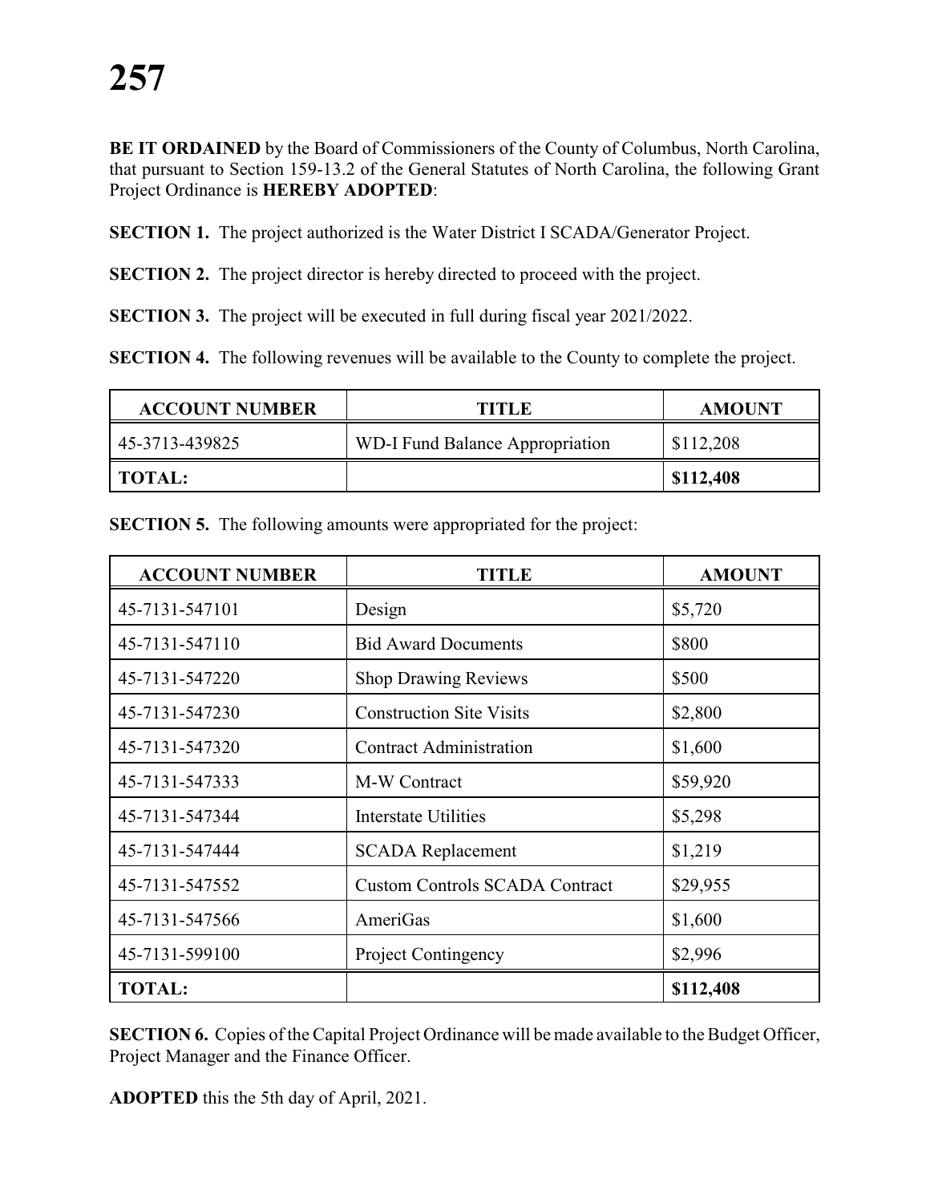# 257

**BE IT ORDAINED** by the Board of Commissioners of the County of Columbus, North Carolina, that pursuant to Section 159-13.2 of the General Statutes of North Carolina, the following Grant Project Ordinance is **HEREBY ADOPTED**:

**SECTION 1.** The project authorized is the Water District I SCADA/Generator Project.

**SECTION 2.** The project director is hereby directed to proceed with the project.

**SECTION 3.** The project will be executed in full during fiscal year 2021/2022.

**SECTION 4.** The following revenues will be available to the County to complete the project.

| ACCOUNT NUMBER | TITLE | AMOUNT |
|---|---|---|
| 45-3713-439825 | WD-I Fund Balance Appropriation | $112,208 |
| **TOTAL:** | | **$112,408** |

**SECTION 5.** The following amounts were appropriated for the project:

| ACCOUNT NUMBER | TITLE | AMOUNT |
|---|---|---|
| 45-7131-547101 | Design | $5,720 |
| 45-7131-547110 | Bid Award Documents | $800 |
| 45-7131-547220 | Shop Drawing Reviews | $500 |
| 45-7131-547230 | Construction Site Visits | $2,800 |
| 45-7131-547320 | Contract Administration | $1,600 |
| 45-7131-547333 | M-W Contract | $59,920 |
| 45-7131-547344 | Interstate Utilities | $5,298 |
| 45-7131-547444 | SCADA Replacement | $1,219 |
| 45-7131-547552 | Custom Controls SCADA Contract | $29,955 |
| 45-7131-547566 | AmeriGas | $1,600 |
| 45-7131-599100 | Project Contingency | $2,996 |
| **TOTAL:** | | **$112,408** |

**SECTION 6.** Copies of the Capital Project Ordinance will be made available to the Budget Officer, Project Manager and the Finance Officer.

**ADOPTED** this the 5th day of April, 2021.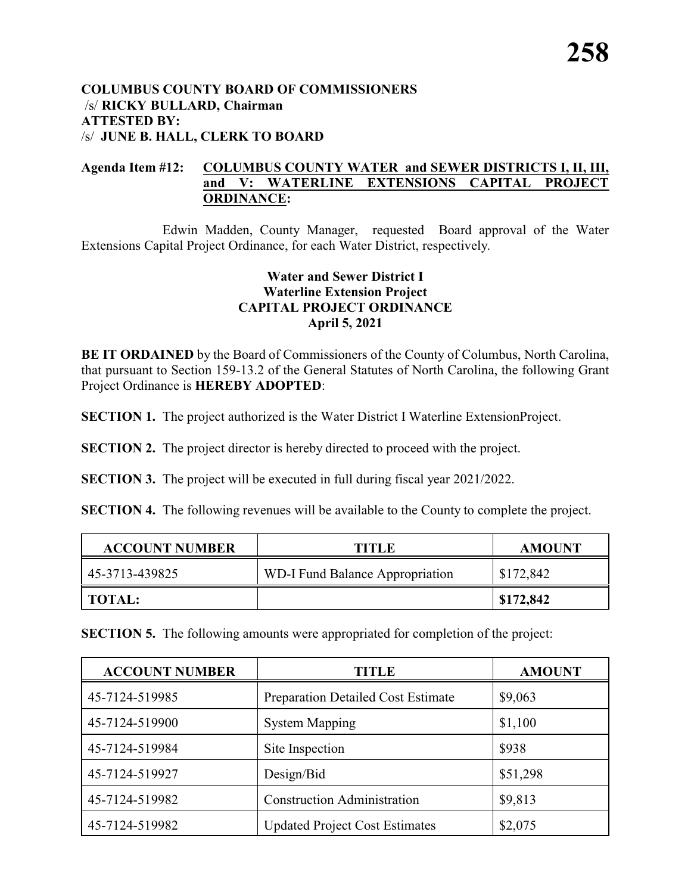**COLUMBUS COUNTY BOARD OF COMMISSIONERS**
/s/ **RICKY BULLARD, Chairman**
**ATTESTED BY:**
/s/ **JUNE B. HALL, CLERK TO BOARD**

**Agenda Item #12: COLUMBUS COUNTY WATER and SEWER DISTRICTS I, II, III, and V: WATERLINE EXTENSIONS CAPITAL PROJECT ORDINANCE:**

Edwin Madden, County Manager, requested Board approval of the Water Extensions Capital Project Ordinance, for each Water District, respectively.

**Water and Sewer District I**
**Waterline Extension Project**
**CAPITAL PROJECT ORDINANCE**
**April 5, 2021**

**BE IT ORDAINED** by the Board of Commissioners of the County of Columbus, North Carolina, that pursuant to Section 159-13.2 of the General Statutes of North Carolina, the following Grant Project Ordinance is **HEREBY ADOPTED**:

**SECTION 1.** The project authorized is the Water District I Waterline ExtensionProject.

**SECTION 2.** The project director is hereby directed to proceed with the project.

**SECTION 3.** The project will be executed in full during fiscal year 2021/2022.

**SECTION 4.** The following revenues will be available to the County to complete the project.

| ACCOUNT NUMBER | TITLE | AMOUNT |
|---|---|---|
| 45-3713-439825 | WD-I Fund Balance Appropriation | $172,842 |
| **TOTAL:** | | **$172,842** |

**SECTION 5.** The following amounts were appropriated for completion of the project:

| ACCOUNT NUMBER | TITLE | AMOUNT |
|---|---|---|
| 45-7124-519985 | Preparation Detailed Cost Estimate | $9,063 |
| 45-7124-519900 | System Mapping | $1,100 |
| 45-7124-519984 | Site Inspection | $938 |
| 45-7124-519927 | Design/Bid | $51,298 |
| 45-7124-519982 | Construction Administration | $9,813 |
| 45-7124-519982 | Updated Project Cost Estimates | $2,075 |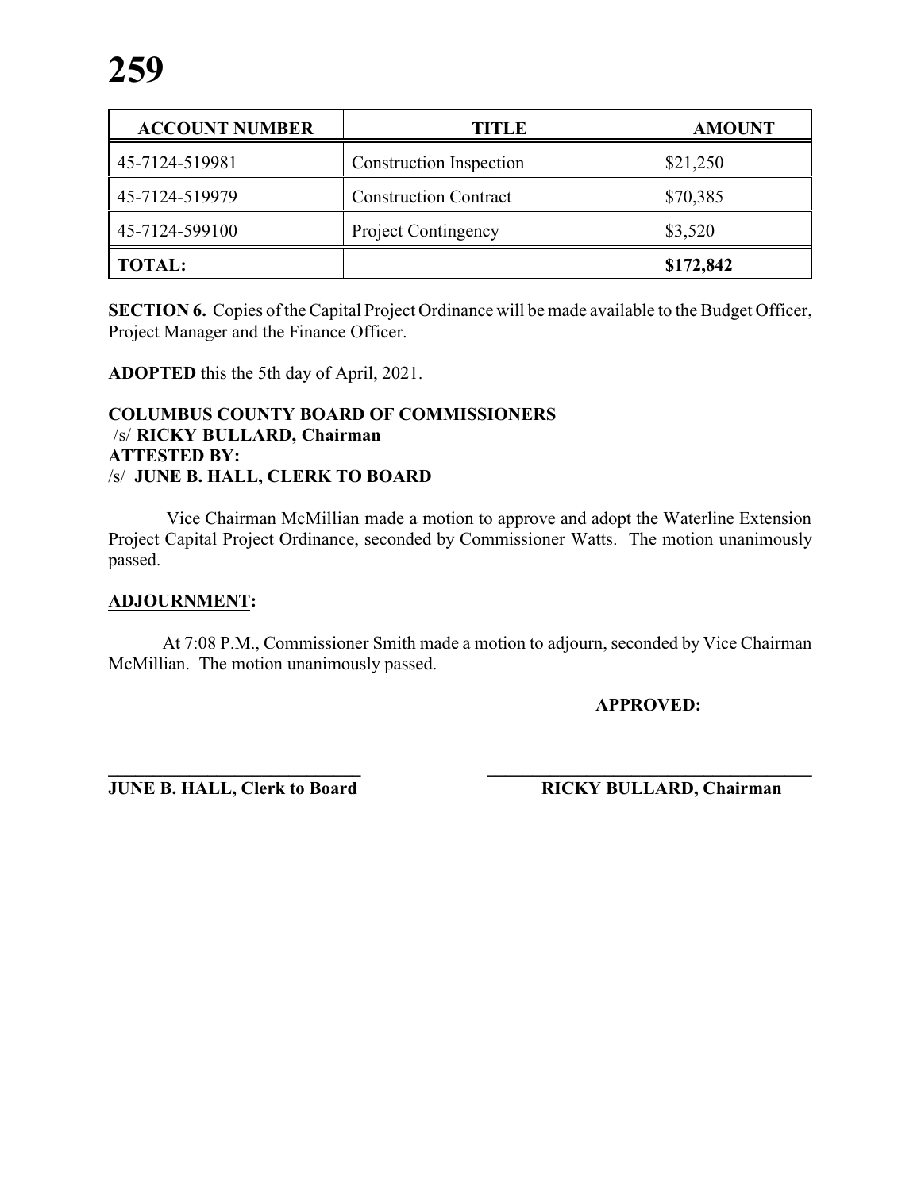| ACCOUNT NUMBER | TITLE | AMOUNT |
|---|---|---|
| 45-7124-519981 | Construction Inspection | $21,250 |
| 45-7124-519979 | Construction Contract | $70,385 |
| 45-7124-599100 | Project Contingency | $3,520 |
| **TOTAL:** | | **$172,842** |

**SECTION 6.** Copies of the Capital Project Ordinance will be made available to the Budget Officer, Project Manager and the Finance Officer.

**ADOPTED** this the 5th day of April, 2021.

**COLUMBUS COUNTY BOARD OF COMMISSIONERS**
/s/ **RICKY BULLARD, Chairman**
**ATTESTED BY:**
/s/ **JUNE B. HALL, CLERK TO BOARD**

Vice Chairman McMillian made a motion to approve and adopt the Waterline Extension Project Capital Project Ordinance, seconded by Commissioner Watts. The motion unanimously passed.

**ADJOURNMENT:**

At 7:08 P.M., Commissioner Smith made a motion to adjourn, seconded by Vice Chairman McMillian. The motion unanimously passed.

**APPROVED:**

**JUNE B. HALL, Clerk to Board** **RICKY BULLARD, Chairman**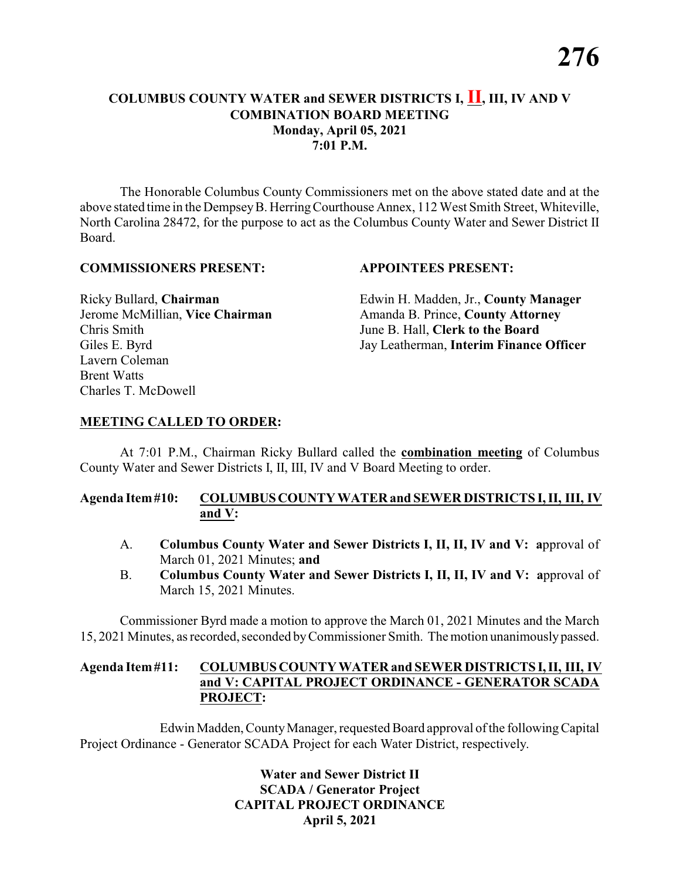**COLUMBUS COUNTY WATER and SEWER DISTRICTS I, II, III, IV AND V**
**COMBINATION BOARD MEETING**
**Monday, April 05, 2021**
**7:01 P.M.**

The Honorable Columbus County Commissioners met on the above stated date and at the above stated time in the Dempsey B. Herring Courthouse Annex, 112 West Smith Street, Whiteville, North Carolina 28472, for the purpose to act as the Columbus County Water and Sewer District II Board.

**COMMISSIONERS PRESENT:**

Ricky Bullard, **Chairman**
Jerome McMillian, **Vice Chairman**
Chris Smith
Giles E. Byrd
Lavern Coleman
Brent Watts
Charles T. McDowell

**APPOINTEES PRESENT:**

Edwin H. Madden, Jr., **County Manager**
Amanda B. Prince, **County Attorney**
June B. Hall, **Clerk to the Board**
Jay Leatherman, **Interim Finance Officer**

**MEETING CALLED TO ORDER:**

At 7:01 P.M., Chairman Ricky Bullard called the **combination meeting** of Columbus County Water and Sewer Districts I, II, III, IV and V Board Meeting to order.

**Agenda Item #10: COLUMBUS COUNTY WATER and SEWER DISTRICTS I, II, III, IV and V:**

A. **Columbus County Water and Sewer Districts I, II, II, IV and V: a**pproval of March 01, 2021 Minutes; **and**

B. **Columbus County Water and Sewer Districts I, II, II, IV and V: a**pproval of March 15, 2021 Minutes.

Commissioner Byrd made a motion to approve the March 01, 2021 Minutes and the March 15, 2021 Minutes, as recorded, seconded by Commissioner Smith. The motion unanimously passed.

**Agenda Item #11: COLUMBUS COUNTY WATER and SEWER DISTRICTS I, II, III, IV and V: CAPITAL PROJECT ORDINANCE - GENERATOR SCADA PROJECT:**

Edwin Madden, County Manager, requested Board approval of the following Capital Project Ordinance - Generator SCADA Project for each Water District, respectively.

**Water and Sewer District II**
**SCADA / Generator Project**
**CAPITAL PROJECT ORDINANCE**
**April 5, 2021**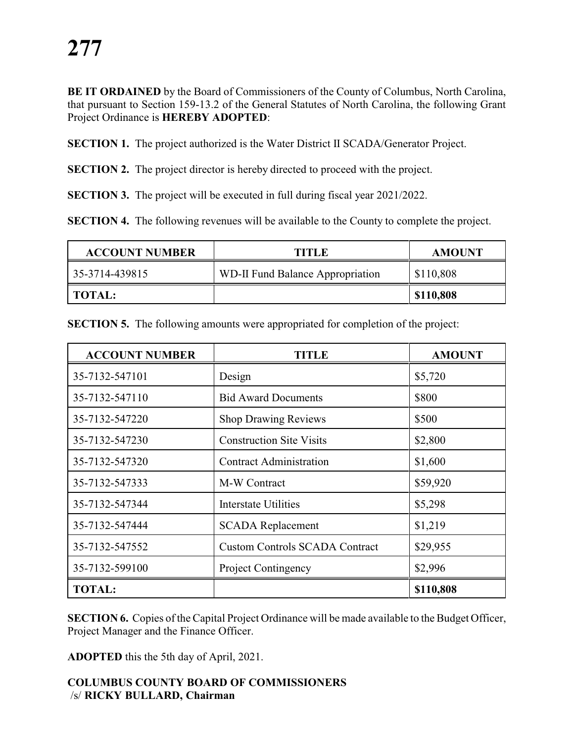**BE IT ORDAINED** by the Board of Commissioners of the County of Columbus, North Carolina, that pursuant to Section 159-13.2 of the General Statutes of North Carolina, the following Grant Project Ordinance is **HEREBY ADOPTED**:

**SECTION 1.** The project authorized is the Water District II SCADA/Generator Project.

**SECTION 2.** The project director is hereby directed to proceed with the project.

**SECTION 3.** The project will be executed in full during fiscal year 2021/2022.

**SECTION 4.** The following revenues will be available to the County to complete the project.

| ACCOUNT NUMBER | TITLE | AMOUNT |
|---|---|---|
| 35-3714-439815 | WD-II Fund Balance Appropriation | $110,808 |
| **TOTAL:** | | **$110,808** |

**SECTION 5.** The following amounts were appropriated for completion of the project:

| ACCOUNT NUMBER | TITLE | AMOUNT |
|---|---|---|
| 35-7132-547101 | Design | $5,720 |
| 35-7132-547110 | Bid Award Documents | $800 |
| 35-7132-547220 | Shop Drawing Reviews | $500 |
| 35-7132-547230 | Construction Site Visits | $2,800 |
| 35-7132-547320 | Contract Administration | $1,600 |
| 35-7132-547333 | M-W Contract | $59,920 |
| 35-7132-547344 | Interstate Utilities | $5,298 |
| 35-7132-547444 | SCADA Replacement | $1,219 |
| 35-7132-547552 | Custom Controls SCADA Contract | $29,955 |
| 35-7132-599100 | Project Contingency | $2,996 |
| **TOTAL:** | | **$110,808** |

**SECTION 6.** Copies of the Capital Project Ordinance will be made available to the Budget Officer, Project Manager and the Finance Officer.

**ADOPTED** this the 5th day of April, 2021.

**COLUMBUS COUNTY BOARD OF COMMISSIONERS**
/s/ **RICKY BULLARD, Chairman**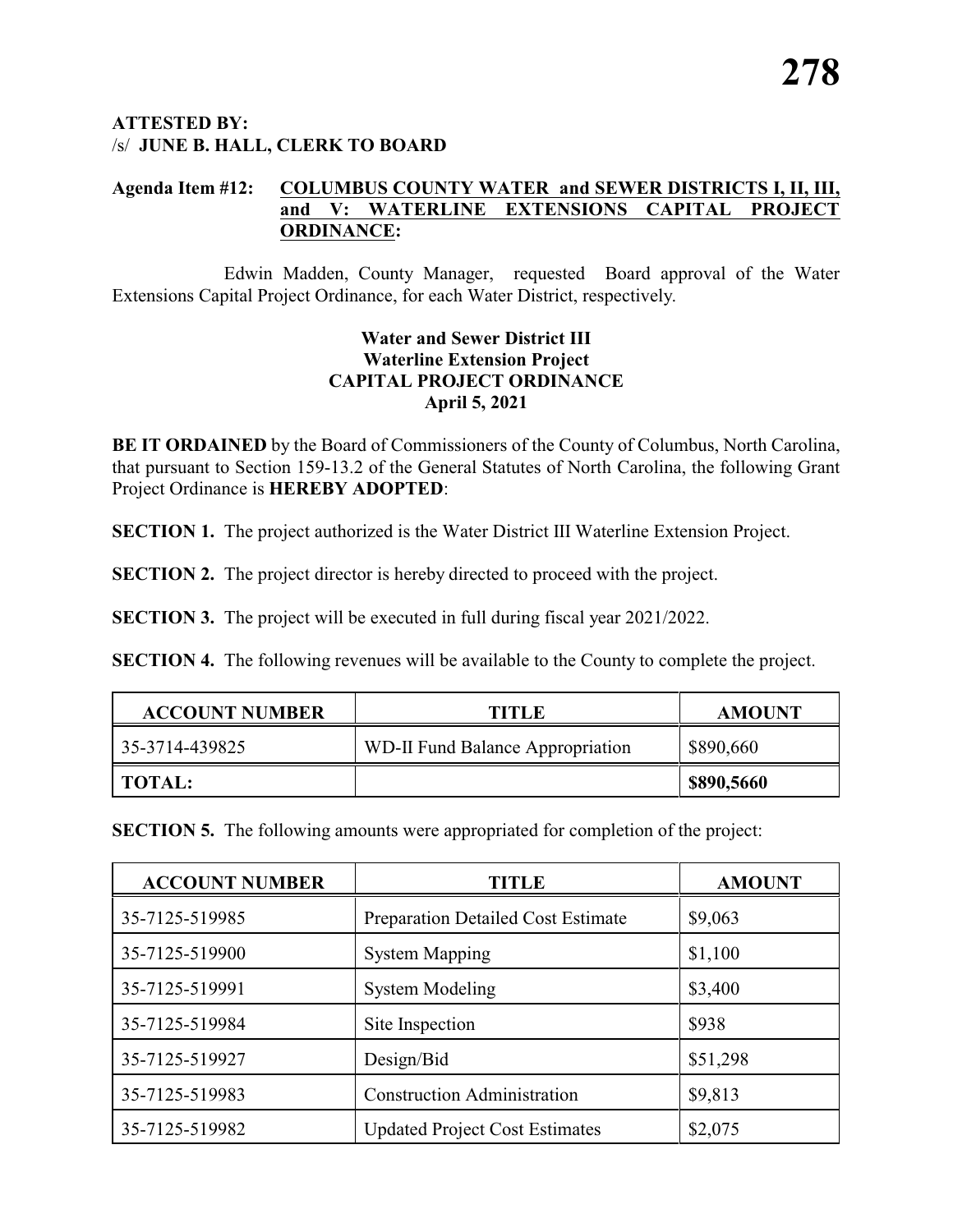**ATTESTED BY:**
/s/ **JUNE B. HALL, CLERK TO BOARD**

**Agenda Item #12: COLUMBUS COUNTY WATER and SEWER DISTRICTS I, II, III, and V: WATERLINE EXTENSIONS CAPITAL PROJECT ORDINANCE:**

Edwin Madden, County Manager, requested Board approval of the Water Extensions Capital Project Ordinance, for each Water District, respectively.

**Water and Sewer District III**
**Waterline Extension Project**
**CAPITAL PROJECT ORDINANCE**
**April 5, 2021**

**BE IT ORDAINED** by the Board of Commissioners of the County of Columbus, North Carolina, that pursuant to Section 159-13.2 of the General Statutes of North Carolina, the following Grant Project Ordinance is **HEREBY ADOPTED**:

**SECTION 1.** The project authorized is the Water District III Waterline Extension Project.

**SECTION 2.** The project director is hereby directed to proceed with the project.

**SECTION 3.** The project will be executed in full during fiscal year 2021/2022.

**SECTION 4.** The following revenues will be available to the County to complete the project.

| ACCOUNT NUMBER | TITLE | AMOUNT |
|---|---|---|
| 35-3714-439825 | WD-II Fund Balance Appropriation | $890,660 |
| **TOTAL:** | | **$890,5660** |

**SECTION 5.** The following amounts were appropriated for completion of the project:

| ACCOUNT NUMBER | TITLE | AMOUNT |
|---|---|---|
| 35-7125-519985 | Preparation Detailed Cost Estimate | $9,063 |
| 35-7125-519900 | System Mapping | $1,100 |
| 35-7125-519991 | System Modeling | $3,400 |
| 35-7125-519984 | Site Inspection | $938 |
| 35-7125-519927 | Design/Bid | $51,298 |
| 35-7125-519983 | Construction Administration | $9,813 |
| 35-7125-519982 | Updated Project Cost Estimates | $2,075 |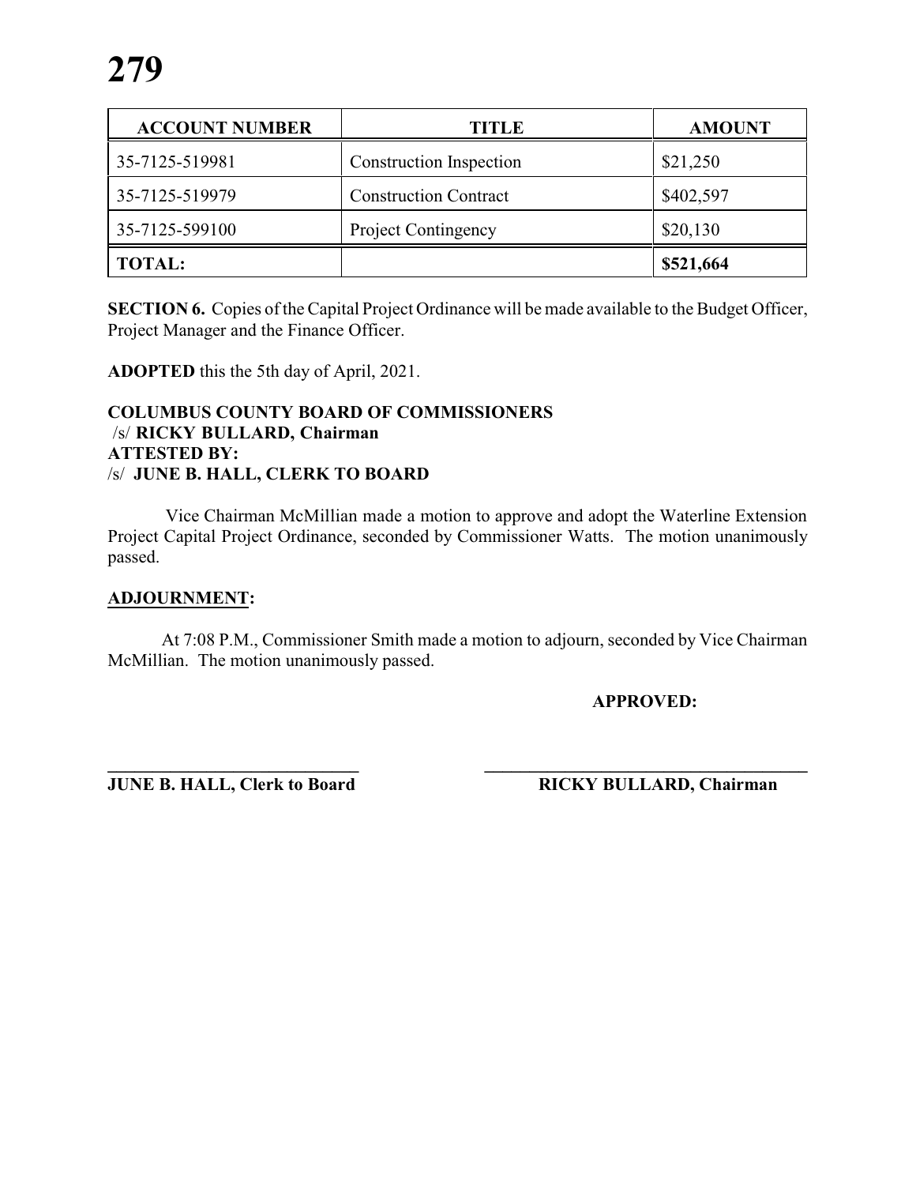| ACCOUNT NUMBER | TITLE | AMOUNT |
| --- | --- | --- |
| 35-7125-519981 | Construction Inspection | $21,250 |
| 35-7125-519979 | Construction Contract | $402,597 |
| 35-7125-599100 | Project Contingency | $20,130 |
| **TOTAL:** | | **$521,664** |

**SECTION 6.** Copies of the Capital Project Ordinance will be made available to the Budget Officer, Project Manager and the Finance Officer.

**ADOPTED** this the 5th day of April, 2021.

**COLUMBUS COUNTY BOARD OF COMMISSIONERS**
/s/ **RICKY BULLARD, Chairman**
**ATTESTED BY:**
/s/ **JUNE B. HALL, CLERK TO BOARD**

Vice Chairman McMillian made a motion to approve and adopt the Waterline Extension Project Capital Project Ordinance, seconded by Commissioner Watts. The motion unanimously passed.

## **ADJOURNMENT:**

At 7:08 P.M., Commissioner Smith made a motion to adjourn, seconded by Vice Chairman McMillian. The motion unanimously passed.

**APPROVED:**

______________________________ ______________________________

**JUNE B. HALL, Clerk to Board** **RICKY BULLARD, Chairman**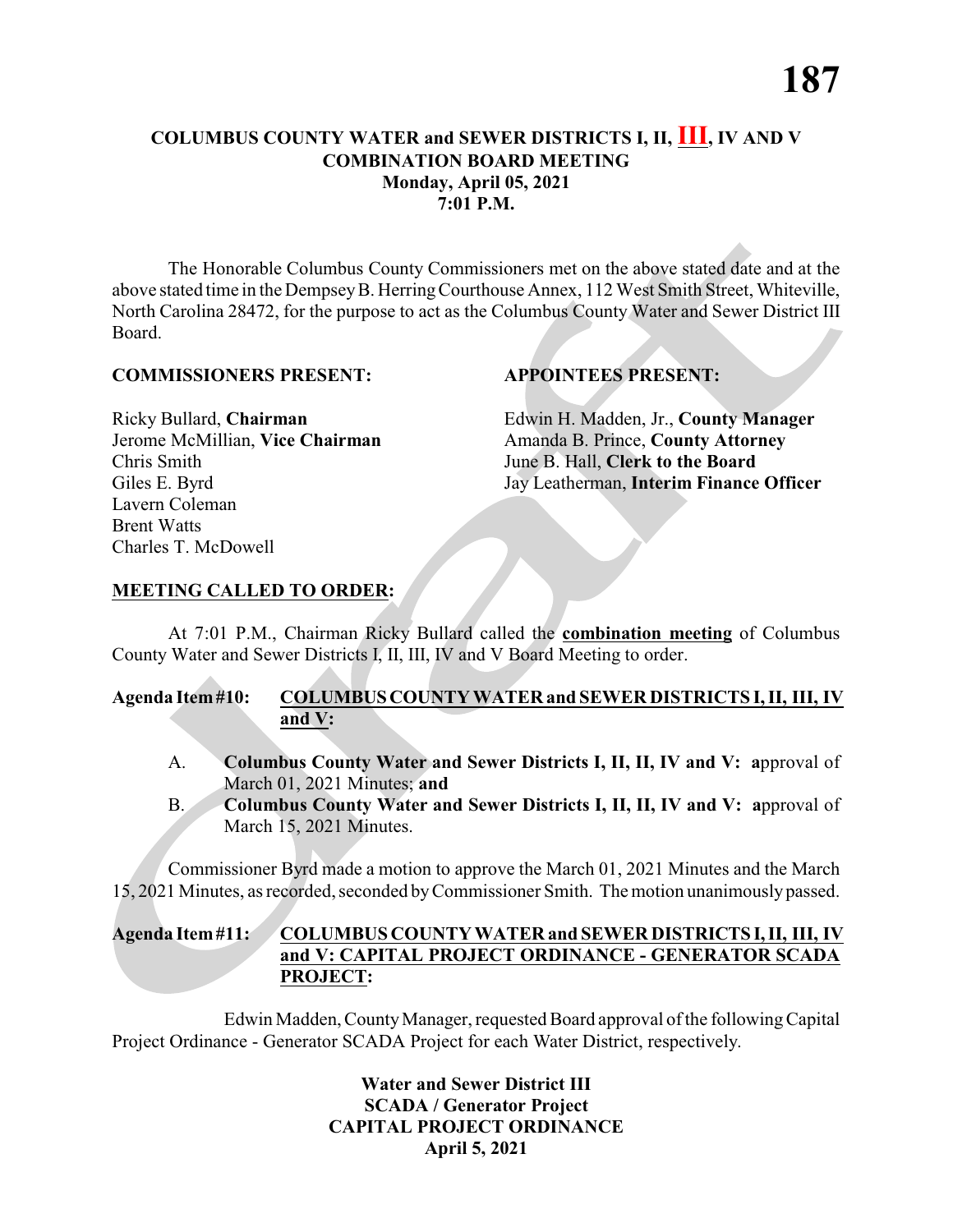## COLUMBUS COUNTY WATER and SEWER DISTRICTS I, II, III, IV AND V COMBINATION BOARD MEETING
**Monday, April 05, 2021**
**7:01 P.M.**

The Honorable Columbus County Commissioners met on the above stated date and at the above stated time in the Dempsey B. Herring Courthouse Annex, 112 West Smith Street, Whiteville, North Carolina 28472, for the purpose to act as the Columbus County Water and Sewer District III Board.

**COMMISSIONERS PRESENT:**

Ricky Bullard, **Chairman**
Jerome McMillian, **Vice Chairman**
Chris Smith
Giles E. Byrd
Lavern Coleman
Brent Watts
Charles T. McDowell

**APPOINTEES PRESENT:**

Edwin H. Madden, Jr., **County Manager**
Amanda B. Prince, **County Attorney**
June B. Hall, **Clerk to the Board**
Jay Leatherman, **Interim Finance Officer**

**MEETING CALLED TO ORDER:**

At 7:01 P.M., Chairman Ricky Bullard called the **combination meeting** of Columbus County Water and Sewer Districts I, II, III, IV and V Board Meeting to order.

**Agenda Item #10: COLUMBUS COUNTY WATER and SEWER DISTRICTS I, II, III, IV and V:**

A. **Columbus County Water and Sewer Districts I, II, II, IV and V: a**pproval of March 01, 2021 Minutes; **and**
B. **Columbus County Water and Sewer Districts I, II, II, IV and V: a**pproval of March 15, 2021 Minutes.

Commissioner Byrd made a motion to approve the March 01, 2021 Minutes and the March 15, 2021 Minutes, as recorded, seconded by Commissioner Smith. The motion unanimously passed.

**Agenda Item #11: COLUMBUS COUNTY WATER and SEWER DISTRICTS I, II, III, IV and V: CAPITAL PROJECT ORDINANCE - GENERATOR SCADA PROJECT:**

Edwin Madden, County Manager, requested Board approval of the following Capital Project Ordinance - Generator SCADA Project for each Water District, respectively.

**Water and Sewer District III**
**SCADA / Generator Project**
**CAPITAL PROJECT ORDINANCE**
**April 5, 2021**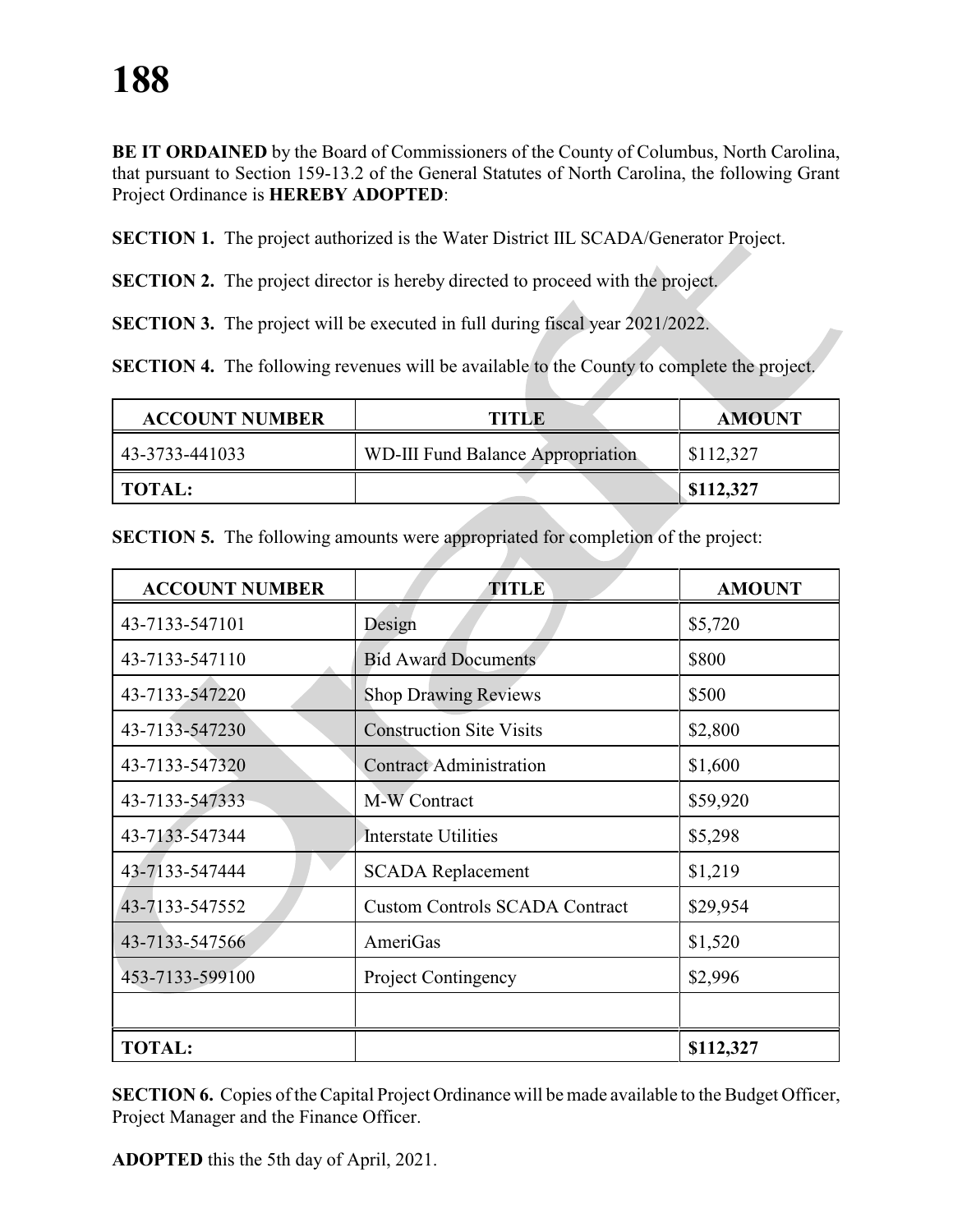# 188

**BE IT ORDAINED** by the Board of Commissioners of the County of Columbus, North Carolina, that pursuant to Section 159-13.2 of the General Statutes of North Carolina, the following Grant Project Ordinance is **HEREBY ADOPTED**:

**SECTION 1.** The project authorized is the Water District IIL SCADA/Generator Project.

**SECTION 2.** The project director is hereby directed to proceed with the project.

**SECTION 3.** The project will be executed in full during fiscal year 2021/2022.

**SECTION 4.** The following revenues will be available to the County to complete the project.

| ACCOUNT NUMBER | TITLE | AMOUNT |
|---|---|---|
| 43-3733-441033 | WD-III Fund Balance Appropriation | $112,327 |
| **TOTAL:** | | **$112,327** |

**SECTION 5.** The following amounts were appropriated for completion of the project:

| ACCOUNT NUMBER | TITLE | AMOUNT |
|---|---|---|
| 43-7133-547101 | Design | $5,720 |
| 43-7133-547110 | Bid Award Documents | $800 |
| 43-7133-547220 | Shop Drawing Reviews | $500 |
| 43-7133-547230 | Construction Site Visits | $2,800 |
| 43-7133-547320 | Contract Administration | $1,600 |
| 43-7133-547333 | M-W Contract | $59,920 |
| 43-7133-547344 | Interstate Utilities | $5,298 |
| 43-7133-547444 | SCADA Replacement | $1,219 |
| 43-7133-547552 | Custom Controls SCADA Contract | $29,954 |
| 43-7133-547566 | AmeriGas | $1,520 |
| 453-7133-599100 | Project Contingency | $2,996 |
| | | |
| **TOTAL:** | | **$112,327** |

**SECTION 6.** Copies of the Capital Project Ordinance will be made available to the Budget Officer, Project Manager and the Finance Officer.

**ADOPTED** this the 5th day of April, 2021.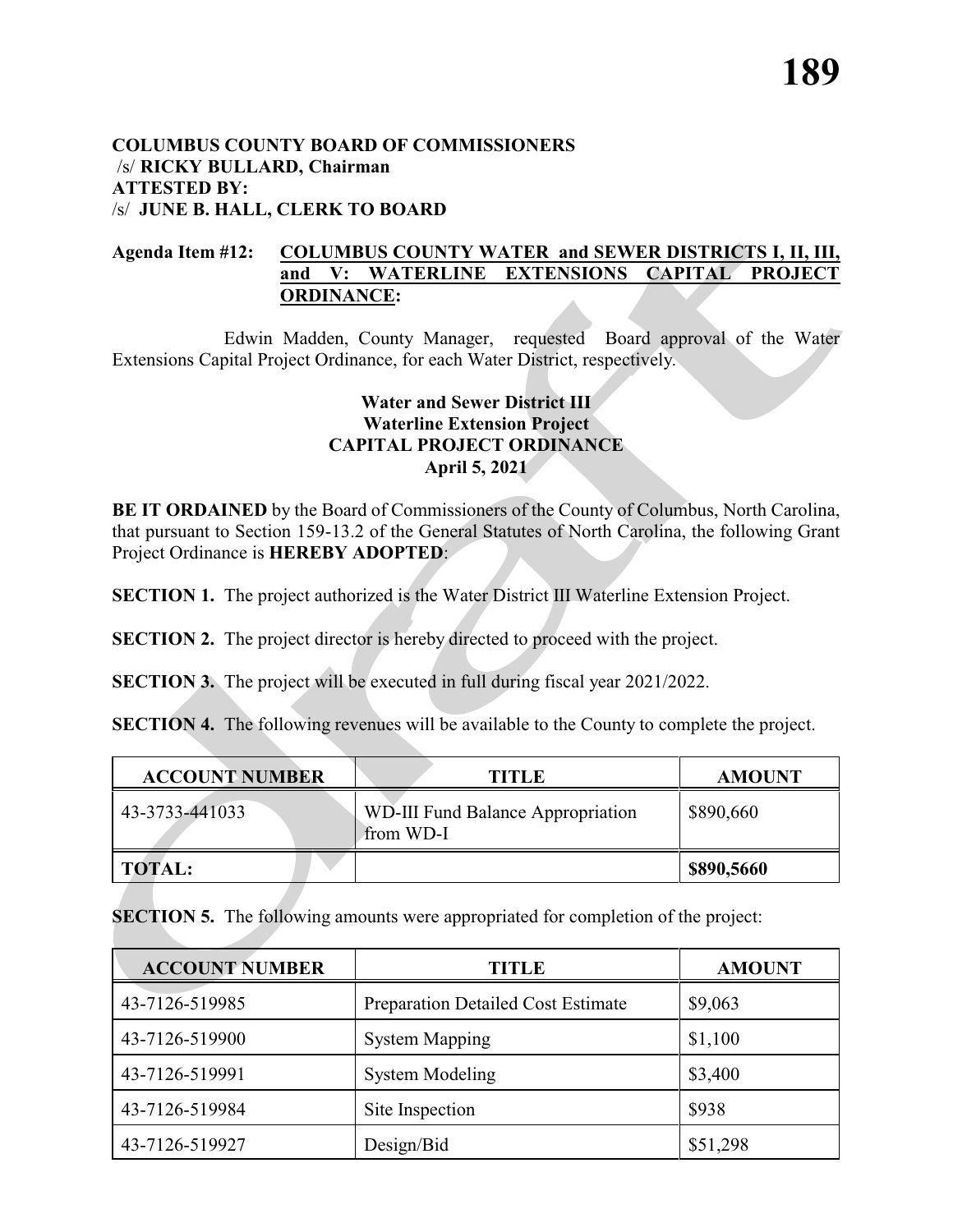**COLUMBUS COUNTY BOARD OF COMMISSIONERS**
/s/ **RICKY BULLARD, Chairman**
**ATTESTED BY:**
/s/ **JUNE B. HALL, CLERK TO BOARD**

**Agenda Item #12: COLUMBUS COUNTY WATER and SEWER DISTRICTS I, II, III, and V: WATERLINE EXTENSIONS CAPITAL PROJECT ORDINANCE:**

Edwin Madden, County Manager, requested Board approval of the Water Extensions Capital Project Ordinance, for each Water District, respectively.

**Water and Sewer District III**
**Waterline Extension Project**
**CAPITAL PROJECT ORDINANCE**
**April 5, 2021**

**BE IT ORDAINED** by the Board of Commissioners of the County of Columbus, North Carolina, that pursuant to Section 159-13.2 of the General Statutes of North Carolina, the following Grant Project Ordinance is **HEREBY ADOPTED**:

**SECTION 1.** The project authorized is the Water District III Waterline Extension Project.

**SECTION 2.** The project director is hereby directed to proceed with the project.

**SECTION 3.** The project will be executed in full during fiscal year 2021/2022.

**SECTION 4.** The following revenues will be available to the County to complete the project.

| ACCOUNT NUMBER | TITLE | AMOUNT |
|---|---|---|
| 43-3733-441033 | WD-III Fund Balance Appropriation from WD-I | $890,660 |
| **TOTAL:** | | **$890,5660** |

**SECTION 5.** The following amounts were appropriated for completion of the project:

| ACCOUNT NUMBER | TITLE | AMOUNT |
|---|---|---|
| 43-7126-519985 | Preparation Detailed Cost Estimate | $9,063 |
| 43-7126-519900 | System Mapping | $1,100 |
| 43-7126-519991 | System Modeling | $3,400 |
| 43-7126-519984 | Site Inspection | $938 |
| 43-7126-519927 | Design/Bid | $51,298 |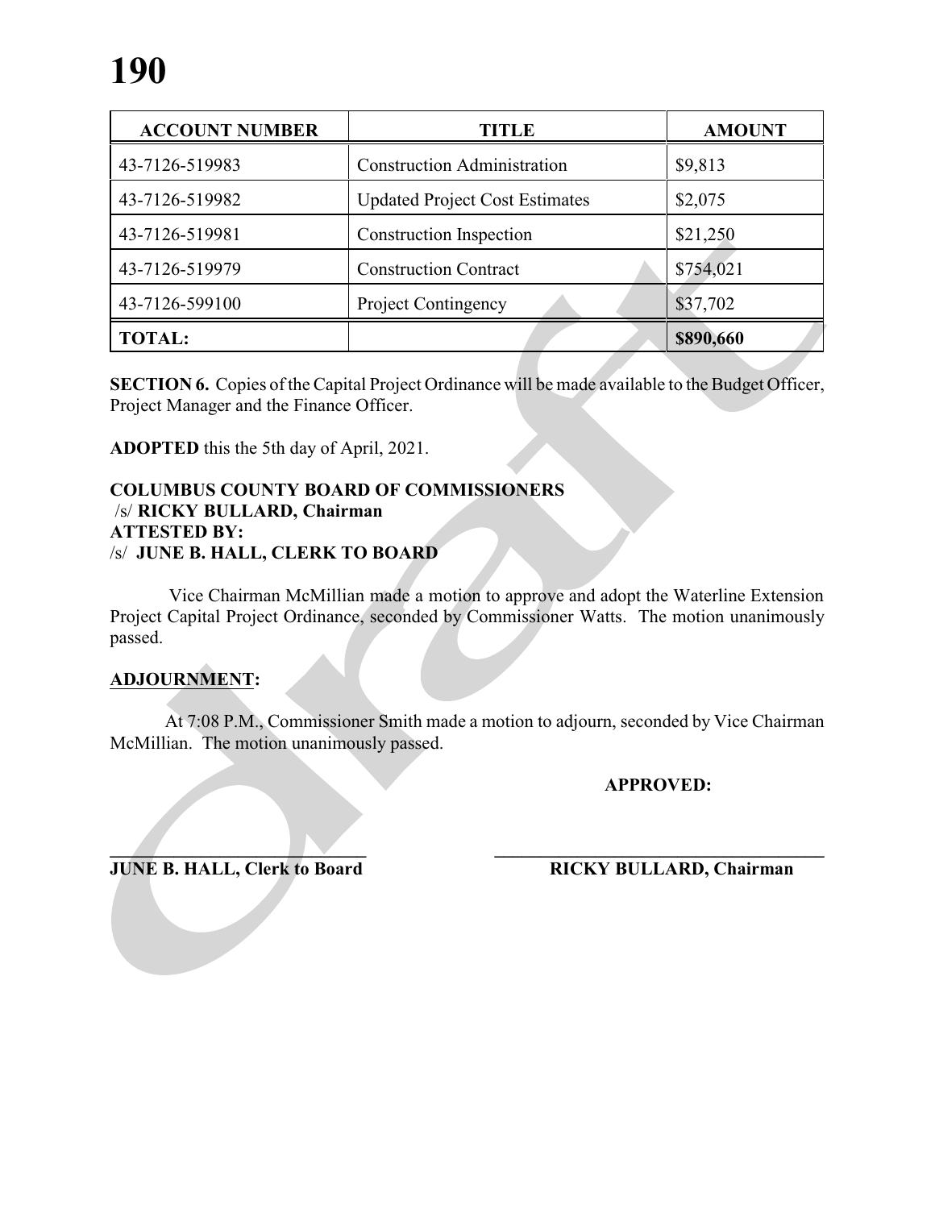| ACCOUNT NUMBER | TITLE | AMOUNT |
|---|---|---|
| 43-7126-519983 | Construction Administration | $9,813 |
| 43-7126-519982 | Updated Project Cost Estimates | $2,075 |
| 43-7126-519981 | Construction Inspection | $21,250 |
| 43-7126-519979 | Construction Contract | $754,021 |
| 43-7126-599100 | Project Contingency | $37,702 |
| **TOTAL:** | | **$890,660** |

**SECTION 6.** Copies of the Capital Project Ordinance will be made available to the Budget Officer, Project Manager and the Finance Officer.

**ADOPTED** this the 5th day of April, 2021.

**COLUMBUS COUNTY BOARD OF COMMISSIONERS**
/s/ **RICKY BULLARD, Chairman**
**ATTESTED BY:**
/s/ **JUNE B. HALL, CLERK TO BOARD**

Vice Chairman McMillian made a motion to approve and adopt the Waterline Extension Project Capital Project Ordinance, seconded by Commissioner Watts. The motion unanimously passed.

**ADJOURNMENT:**

At 7:08 P.M., Commissioner Smith made a motion to adjourn, seconded by Vice Chairman McMillian. The motion unanimously passed.

**APPROVED:**

______________________________ ______________________________

**JUNE B. HALL, Clerk to Board** **RICKY BULLARD, Chairman**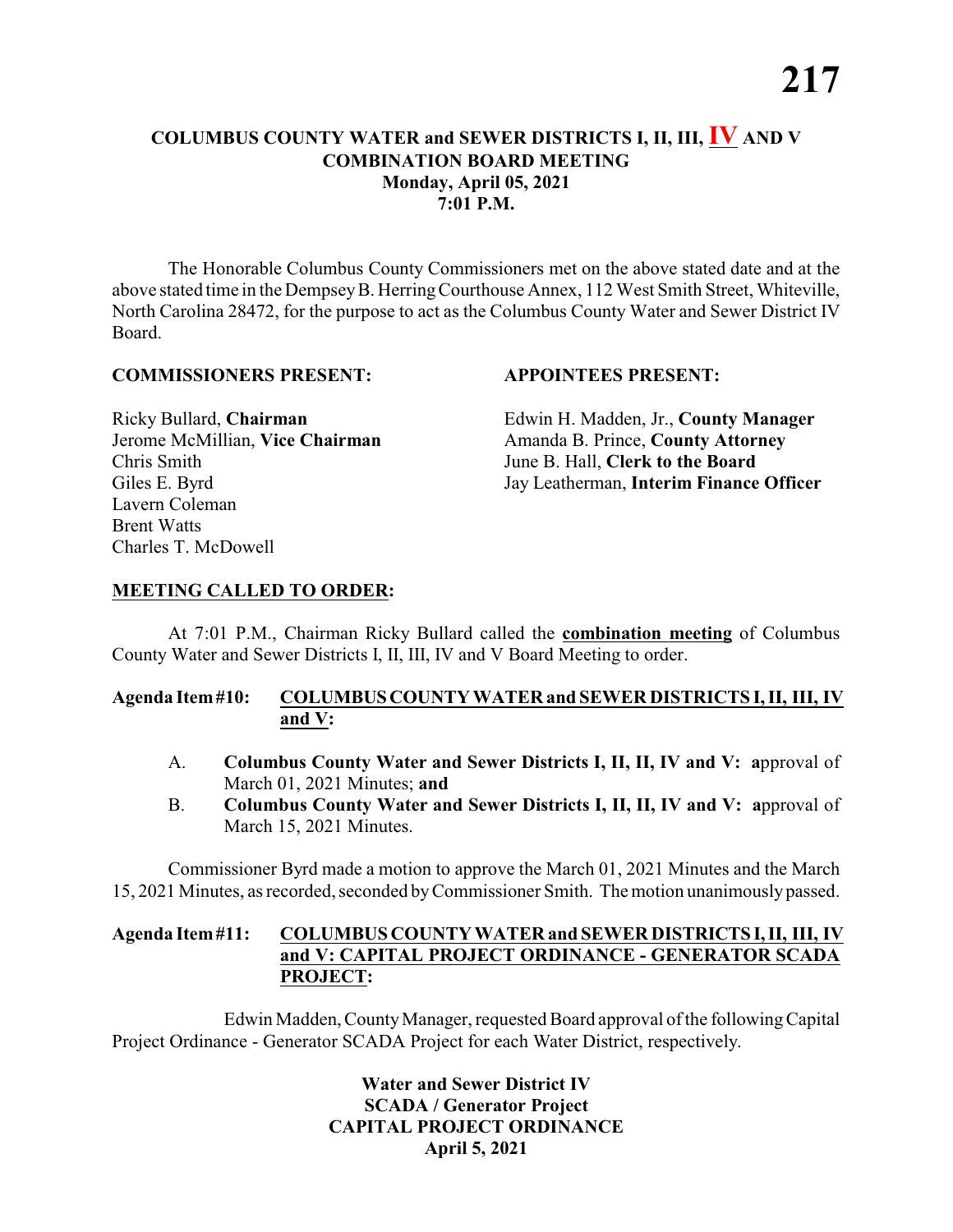# COLUMBUS COUNTY WATER and SEWER DISTRICTS I, II, III, IV AND V COMBINATION BOARD MEETING

**Monday, April 05, 2021**
**7:01 P.M.**

The Honorable Columbus County Commissioners met on the above stated date and at the above stated time in the Dempsey B. Herring Courthouse Annex, 112 West Smith Street, Whiteville, North Carolina 28472, for the purpose to act as the Columbus County Water and Sewer District IV Board.

**COMMISSIONERS PRESENT:**

Ricky Bullard, **Chairman**
Jerome McMillian, **Vice Chairman**
Chris Smith
Giles E. Byrd
Lavern Coleman
Brent Watts
Charles T. McDowell

**APPOINTEES PRESENT:**

Edwin H. Madden, Jr., **County Manager**
Amanda B. Prince, **County Attorney**
June B. Hall, **Clerk to the Board**
Jay Leatherman, **Interim Finance Officer**

## MEETING CALLED TO ORDER:

At 7:01 P.M., Chairman Ricky Bullard called the **combination meeting** of Columbus County Water and Sewer Districts I, II, III, IV and V Board Meeting to order.

## Agenda Item #10: COLUMBUS COUNTY WATER and SEWER DISTRICTS I, II, III, IV and V:

A. **Columbus County Water and Sewer Districts I, II, II, IV and V: a**pproval of March 01, 2021 Minutes; **and**

B. **Columbus County Water and Sewer Districts I, II, II, IV and V: a**pproval of March 15, 2021 Minutes.

Commissioner Byrd made a motion to approve the March 01, 2021 Minutes and the March 15, 2021 Minutes, as recorded, seconded by Commissioner Smith. The motion unanimously passed.

## Agenda Item #11: COLUMBUS COUNTY WATER and SEWER DISTRICTS I, II, III, IV and V: CAPITAL PROJECT ORDINANCE - GENERATOR SCADA PROJECT:

Edwin Madden, County Manager, requested Board approval of the following Capital Project Ordinance - Generator SCADA Project for each Water District, respectively.

**Water and Sewer District IV**
**SCADA / Generator Project**
**CAPITAL PROJECT ORDINANCE**
**April 5, 2021**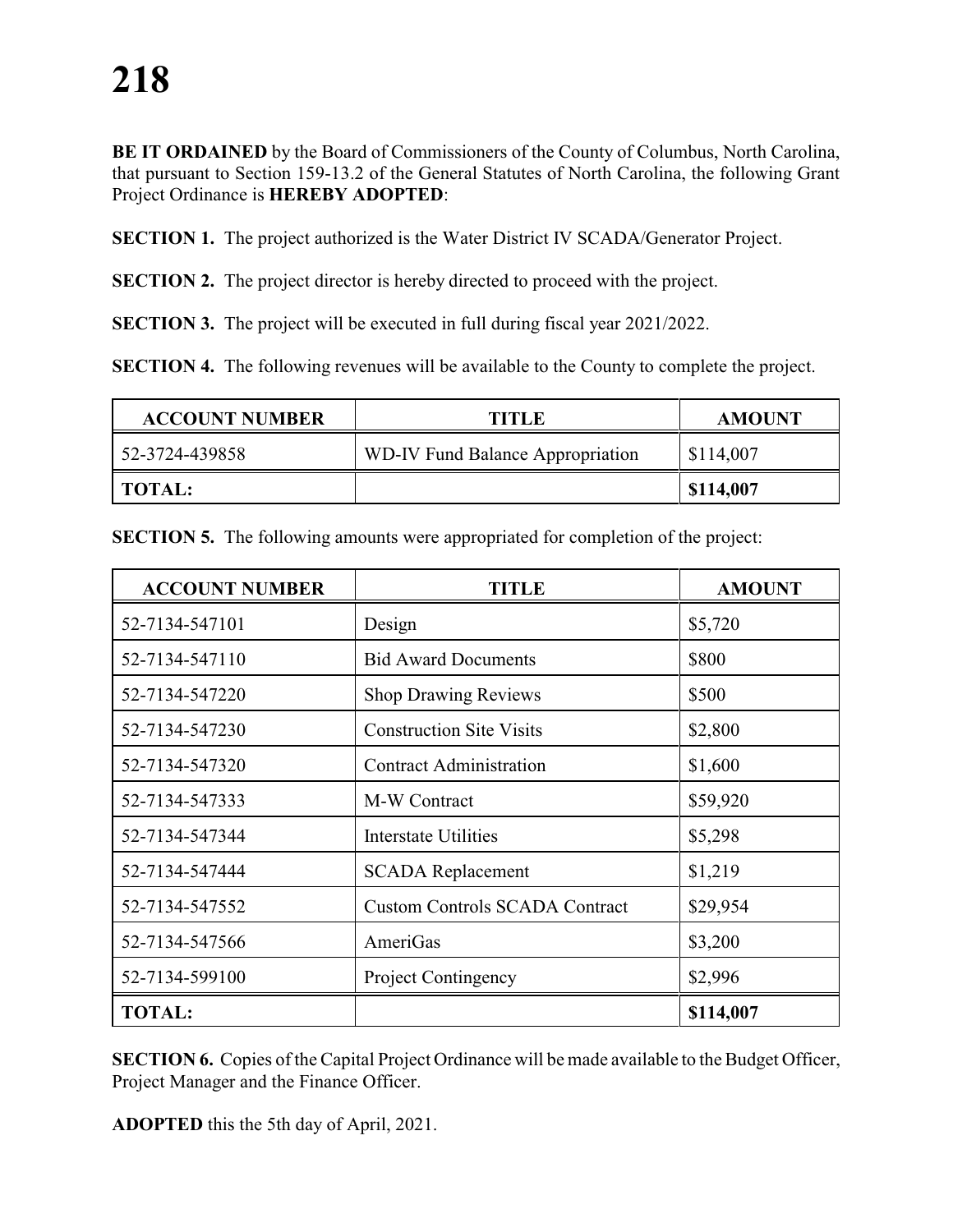**BE IT ORDAINED** by the Board of Commissioners of the County of Columbus, North Carolina, that pursuant to Section 159-13.2 of the General Statutes of North Carolina, the following Grant Project Ordinance is **HEREBY ADOPTED**:

**SECTION 1.** The project authorized is the Water District IV SCADA/Generator Project.

**SECTION 2.** The project director is hereby directed to proceed with the project.

**SECTION 3.** The project will be executed in full during fiscal year 2021/2022.

**SECTION 4.** The following revenues will be available to the County to complete the project.

| ACCOUNT NUMBER | TITLE | AMOUNT |
|---|---|---|
| 52-3724-439858 | WD-IV Fund Balance Appropriation | $114,007 |
| **TOTAL:** | | **$114,007** |

**SECTION 5.** The following amounts were appropriated for completion of the project:

| ACCOUNT NUMBER | TITLE | AMOUNT |
|---|---|---|
| 52-7134-547101 | Design | $5,720 |
| 52-7134-547110 | Bid Award Documents | $800 |
| 52-7134-547220 | Shop Drawing Reviews | $500 |
| 52-7134-547230 | Construction Site Visits | $2,800 |
| 52-7134-547320 | Contract Administration | $1,600 |
| 52-7134-547333 | M-W Contract | $59,920 |
| 52-7134-547344 | Interstate Utilities | $5,298 |
| 52-7134-547444 | SCADA Replacement | $1,219 |
| 52-7134-547552 | Custom Controls SCADA Contract | $29,954 |
| 52-7134-547566 | AmeriGas | $3,200 |
| 52-7134-599100 | Project Contingency | $2,996 |
| **TOTAL:** | | **$114,007** |

**SECTION 6.** Copies of the Capital Project Ordinance will be made available to the Budget Officer, Project Manager and the Finance Officer.

**ADOPTED** this the 5th day of April, 2021.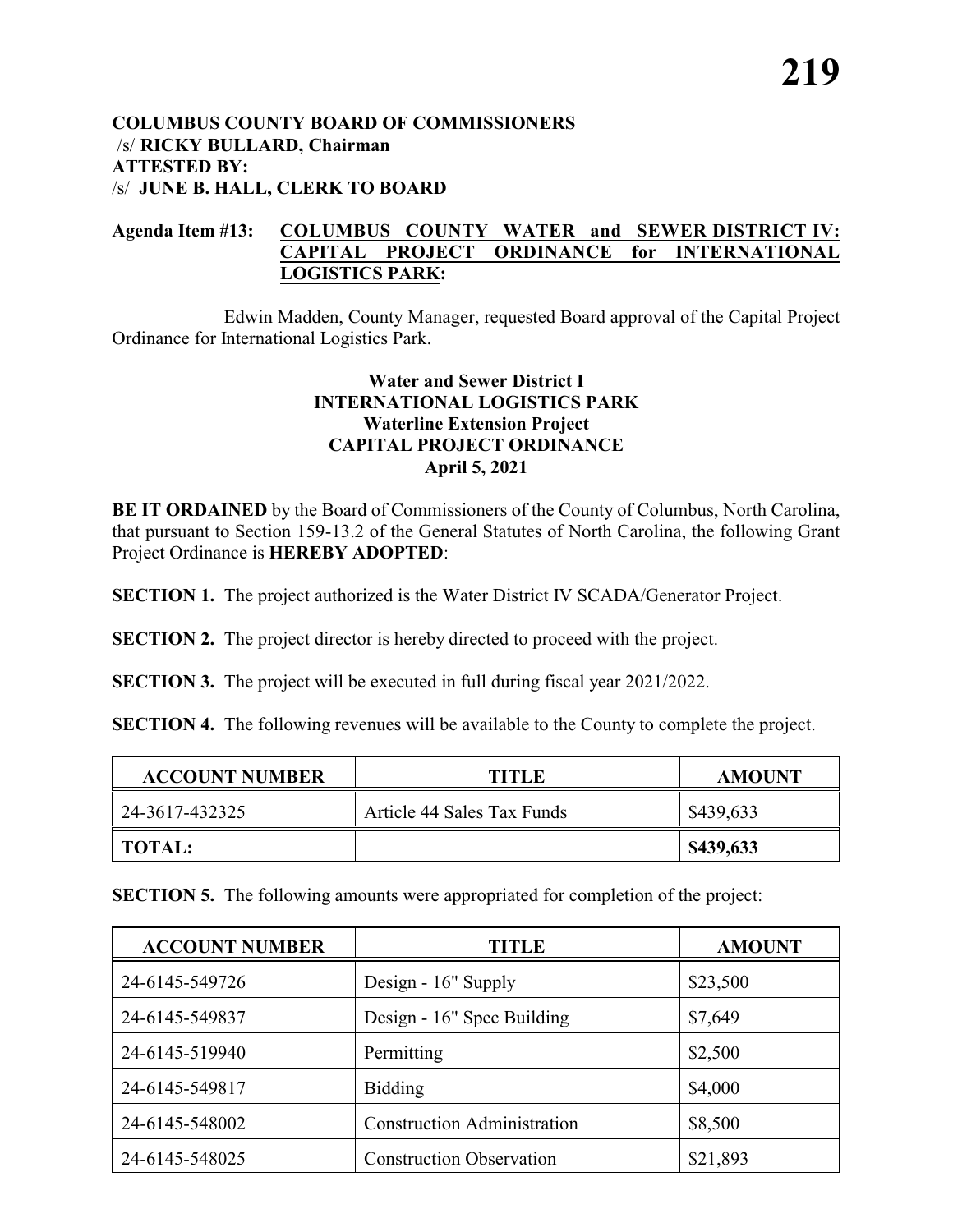**COLUMBUS COUNTY BOARD OF COMMISSIONERS**
/s/ **RICKY BULLARD, Chairman**
**ATTESTED BY:**
/s/ **JUNE B. HALL, CLERK TO BOARD**

**Agenda Item #13: COLUMBUS COUNTY WATER and SEWER DISTRICT IV: CAPITAL PROJECT ORDINANCE for INTERNATIONAL LOGISTICS PARK:**

Edwin Madden, County Manager, requested Board approval of the Capital Project Ordinance for International Logistics Park.

**Water and Sewer District I**
**INTERNATIONAL LOGISTICS PARK**
**Waterline Extension Project**
**CAPITAL PROJECT ORDINANCE**
**April 5, 2021**

**BE IT ORDAINED** by the Board of Commissioners of the County of Columbus, North Carolina, that pursuant to Section 159-13.2 of the General Statutes of North Carolina, the following Grant Project Ordinance is **HEREBY ADOPTED**:

**SECTION 1.** The project authorized is the Water District IV SCADA/Generator Project.

**SECTION 2.** The project director is hereby directed to proceed with the project.

**SECTION 3.** The project will be executed in full during fiscal year 2021/2022.

**SECTION 4.** The following revenues will be available to the County to complete the project.

| ACCOUNT NUMBER | TITLE | AMOUNT |
|---|---|---|
| 24-3617-432325 | Article 44 Sales Tax Funds | $439,633 |
| **TOTAL:** | | **$439,633** |

**SECTION 5.** The following amounts were appropriated for completion of the project:

| ACCOUNT NUMBER | TITLE | AMOUNT |
|---|---|---|
| 24-6145-549726 | Design - 16" Supply | $23,500 |
| 24-6145-549837 | Design - 16" Spec Building | $7,649 |
| 24-6145-519940 | Permitting | $2,500 |
| 24-6145-549817 | Bidding | $4,000 |
| 24-6145-548002 | Construction Administration | $8,500 |
| 24-6145-548025 | Construction Observation | $21,893 |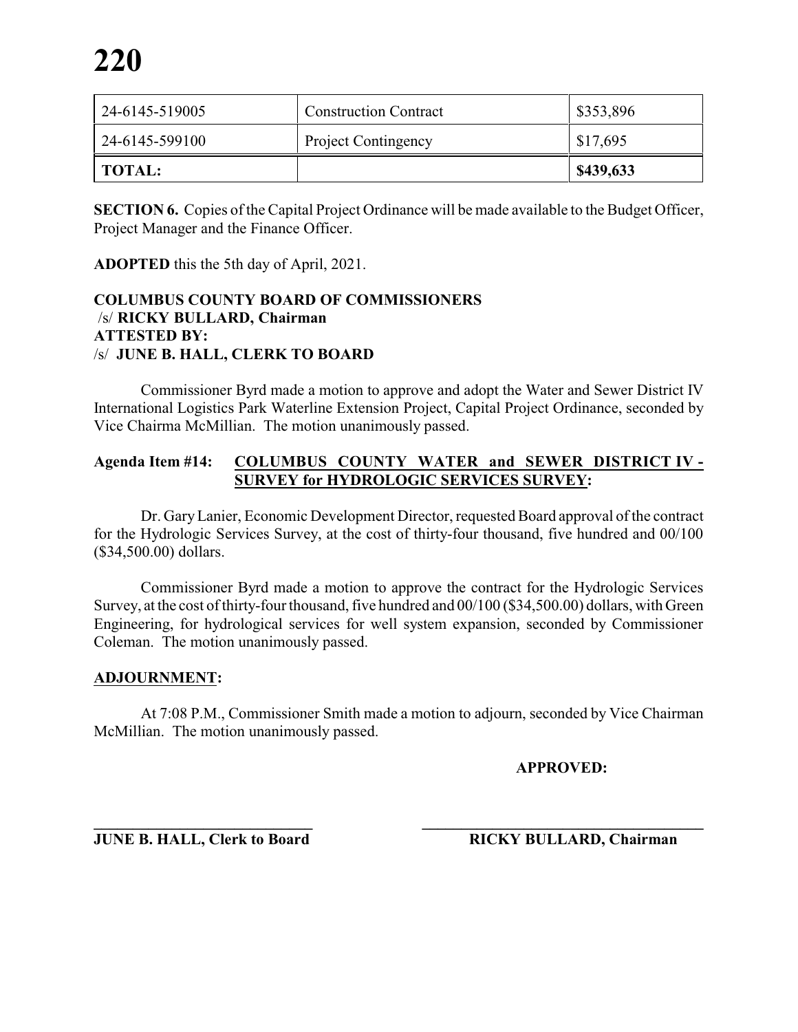| 24-6145-519005 | Construction Contract | \$353,896 |
|---|---|---|
| 24-6145-599100 | Project Contingency | \$17,695 |
| **TOTAL:** | | **\$439,633** |

**SECTION 6.** Copies of the Capital Project Ordinance will be made available to the Budget Officer, Project Manager and the Finance Officer.

**ADOPTED** this the 5th day of April, 2021.

**COLUMBUS COUNTY BOARD OF COMMISSIONERS**
/s/ **RICKY BULLARD, Chairman**
**ATTESTED BY:**
/s/ **JUNE B. HALL, CLERK TO BOARD**

Commissioner Byrd made a motion to approve and adopt the Water and Sewer District IV International Logistics Park Waterline Extension Project, Capital Project Ordinance, seconded by Vice Chairma McMillian. The motion unanimously passed.

**Agenda Item #14: COLUMBUS COUNTY WATER and SEWER DISTRICT IV - SURVEY for HYDROLOGIC SERVICES SURVEY:**

Dr. Gary Lanier, Economic Development Director, requested Board approval of the contract for the Hydrologic Services Survey, at the cost of thirty-four thousand, five hundred and 00/100 (\$34,500.00) dollars.

Commissioner Byrd made a motion to approve the contract for the Hydrologic Services Survey, at the cost of thirty-four thousand, five hundred and 00/100 (\$34,500.00) dollars, with Green Engineering, for hydrological services for well system expansion, seconded by Commissioner Coleman. The motion unanimously passed.

**ADJOURNMENT:**

At 7:08 P.M., Commissioner Smith made a motion to adjourn, seconded by Vice Chairman McMillian. The motion unanimously passed.

**APPROVED:**

______________________________ ______________________________

**JUNE B. HALL, Clerk to Board** **RICKY BULLARD, Chairman**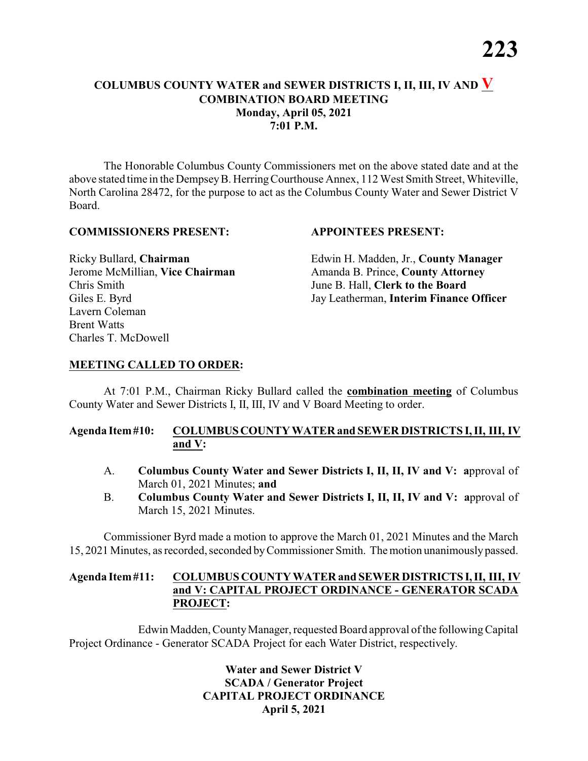**COLUMBUS COUNTY WATER and SEWER DISTRICTS I, II, III, IV AND V**
**COMBINATION BOARD MEETING**
**Monday, April 05, 2021**
**7:01 P.M.**

The Honorable Columbus County Commissioners met on the above stated date and at the above stated time in the Dempsey B. Herring Courthouse Annex, 112 West Smith Street, Whiteville, North Carolina 28472, for the purpose to act as the Columbus County Water and Sewer District V Board.

**COMMISSIONERS PRESENT:**

Ricky Bullard, **Chairman**
Jerome McMillian, **Vice Chairman**
Chris Smith
Giles E. Byrd
Lavern Coleman
Brent Watts
Charles T. McDowell

**APPOINTEES PRESENT:**

Edwin H. Madden, Jr., **County Manager**
Amanda B. Prince, **County Attorney**
June B. Hall, **Clerk to the Board**
Jay Leatherman, **Interim Finance Officer**

**MEETING CALLED TO ORDER:**

At 7:01 P.M., Chairman Ricky Bullard called the **combination meeting** of Columbus County Water and Sewer Districts I, II, III, IV and V Board Meeting to order.

**Agenda Item #10: COLUMBUS COUNTY WATER and SEWER DISTRICTS I, II, III, IV and V:**

A. **Columbus County Water and Sewer Districts I, II, II, IV and V: a**pproval of March 01, 2021 Minutes; **and**
B. **Columbus County Water and Sewer Districts I, II, II, IV and V: a**pproval of March 15, 2021 Minutes.

Commissioner Byrd made a motion to approve the March 01, 2021 Minutes and the March 15, 2021 Minutes, as recorded, seconded by Commissioner Smith. The motion unanimously passed.

**Agenda Item #11: COLUMBUS COUNTY WATER and SEWER DISTRICTS I, II, III, IV and V: CAPITAL PROJECT ORDINANCE - GENERATOR SCADA PROJECT:**

Edwin Madden, County Manager, requested Board approval of the following Capital Project Ordinance - Generator SCADA Project for each Water District, respectively.

**Water and Sewer District V**
**SCADA / Generator Project**
**CAPITAL PROJECT ORDINANCE**
**April 5, 2021**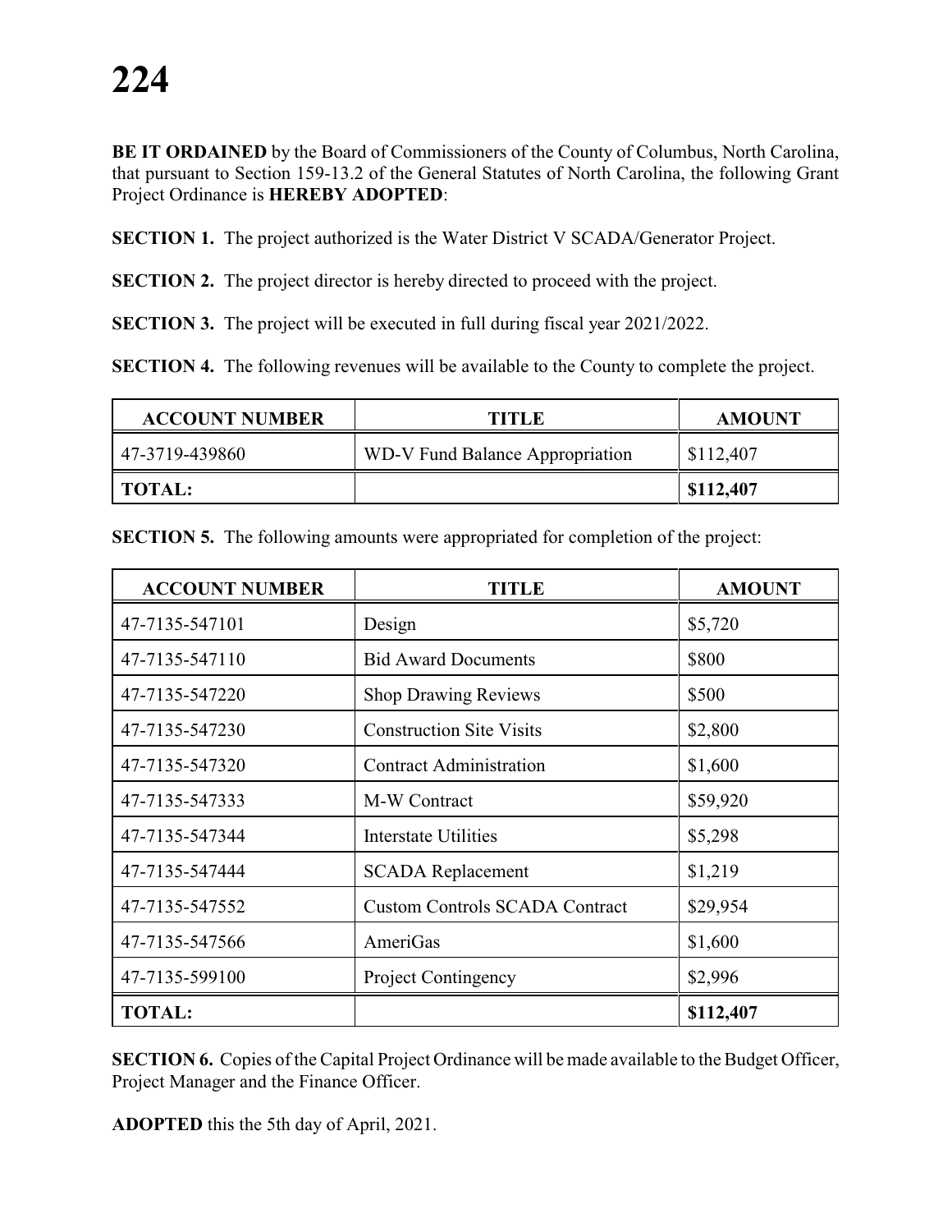**BE IT ORDAINED** by the Board of Commissioners of the County of Columbus, North Carolina, that pursuant to Section 159-13.2 of the General Statutes of North Carolina, the following Grant Project Ordinance is **HEREBY ADOPTED**:

**SECTION 1.** The project authorized is the Water District V SCADA/Generator Project.

**SECTION 2.** The project director is hereby directed to proceed with the project.

**SECTION 3.** The project will be executed in full during fiscal year 2021/2022.

**SECTION 4.** The following revenues will be available to the County to complete the project.

| ACCOUNT NUMBER | TITLE | AMOUNT |
|---|---|---|
| 47-3719-439860 | WD-V Fund Balance Appropriation | $112,407 |
| **TOTAL:** | | **$112,407** |

**SECTION 5.** The following amounts were appropriated for completion of the project:

| ACCOUNT NUMBER | TITLE | AMOUNT |
|---|---|---|
| 47-7135-547101 | Design | $5,720 |
| 47-7135-547110 | Bid Award Documents | $800 |
| 47-7135-547220 | Shop Drawing Reviews | $500 |
| 47-7135-547230 | Construction Site Visits | $2,800 |
| 47-7135-547320 | Contract Administration | $1,600 |
| 47-7135-547333 | M-W Contract | $59,920 |
| 47-7135-547344 | Interstate Utilities | $5,298 |
| 47-7135-547444 | SCADA Replacement | $1,219 |
| 47-7135-547552 | Custom Controls SCADA Contract | $29,954 |
| 47-7135-547566 | AmeriGas | $1,600 |
| 47-7135-599100 | Project Contingency | $2,996 |
| **TOTAL:** | | **$112,407** |

**SECTION 6.** Copies of the Capital Project Ordinance will be made available to the Budget Officer, Project Manager and the Finance Officer.

**ADOPTED** this the 5th day of April, 2021.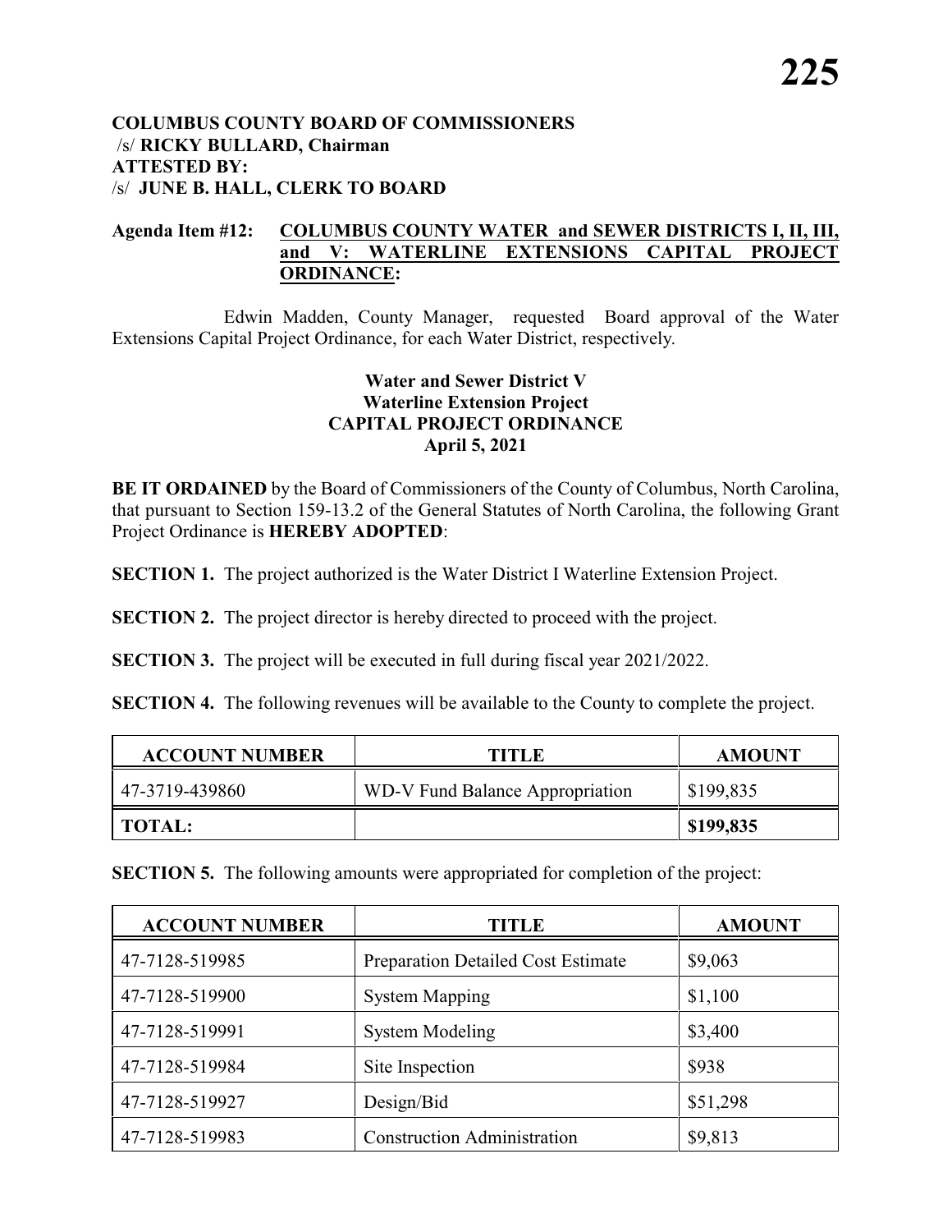**COLUMBUS COUNTY BOARD OF COMMISSIONERS**
/s/ **RICKY BULLARD, Chairman**
**ATTESTED BY:**
/s/ **JUNE B. HALL, CLERK TO BOARD**

**Agenda Item #12: COLUMBUS COUNTY WATER and SEWER DISTRICTS I, II, III, and V: WATERLINE EXTENSIONS CAPITAL PROJECT ORDINANCE:**

Edwin Madden, County Manager, requested Board approval of the Water Extensions Capital Project Ordinance, for each Water District, respectively.

**Water and Sewer District V**
**Waterline Extension Project**
**CAPITAL PROJECT ORDINANCE**
**April 5, 2021**

**BE IT ORDAINED** by the Board of Commissioners of the County of Columbus, North Carolina, that pursuant to Section 159-13.2 of the General Statutes of North Carolina, the following Grant Project Ordinance is **HEREBY ADOPTED**:

**SECTION 1.** The project authorized is the Water District I Waterline Extension Project.

**SECTION 2.** The project director is hereby directed to proceed with the project.

**SECTION 3.** The project will be executed in full during fiscal year 2021/2022.

**SECTION 4.** The following revenues will be available to the County to complete the project.

| ACCOUNT NUMBER | TITLE | AMOUNT |
|---|---|---|
| 47-3719-439860 | WD-V Fund Balance Appropriation | $199,835 |
| **TOTAL:** | | **$199,835** |

**SECTION 5.** The following amounts were appropriated for completion of the project:

| ACCOUNT NUMBER | TITLE | AMOUNT |
|---|---|---|
| 47-7128-519985 | Preparation Detailed Cost Estimate | $9,063 |
| 47-7128-519900 | System Mapping | $1,100 |
| 47-7128-519991 | System Modeling | $3,400 |
| 47-7128-519984 | Site Inspection | $938 |
| 47-7128-519927 | Design/Bid | $51,298 |
| 47-7128-519983 | Construction Administration | $9,813 |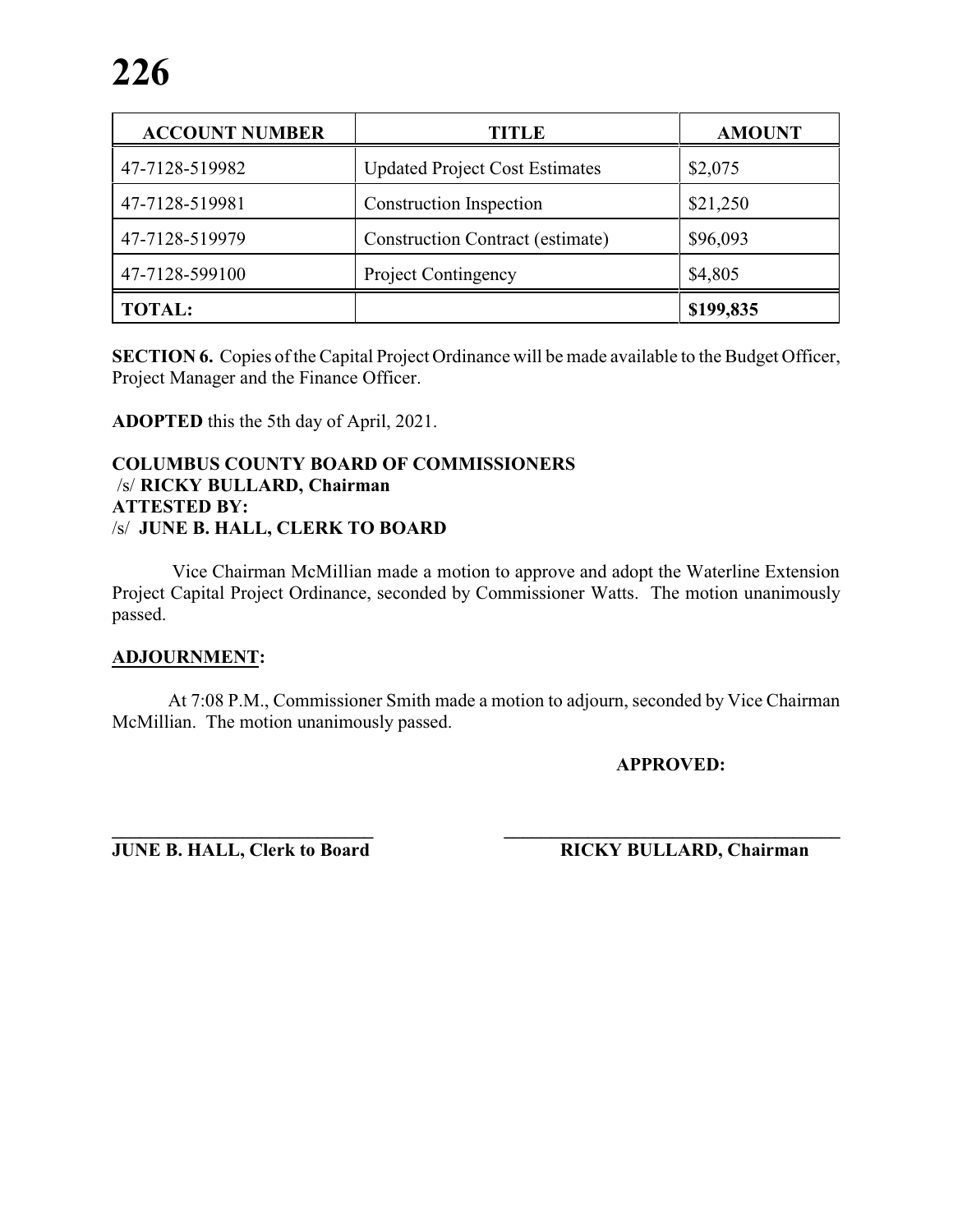| ACCOUNT NUMBER | TITLE | AMOUNT |
|---|---|---|
| 47-7128-519982 | Updated Project Cost Estimates | $2,075 |
| 47-7128-519981 | Construction Inspection | $21,250 |
| 47-7128-519979 | Construction Contract (estimate) | $96,093 |
| 47-7128-599100 | Project Contingency | $4,805 |
| **TOTAL:** | | **$199,835** |

**SECTION 6.** Copies of the Capital Project Ordinance will be made available to the Budget Officer, Project Manager and the Finance Officer.

**ADOPTED** this the 5th day of April, 2021.

**COLUMBUS COUNTY BOARD OF COMMISSIONERS**
/s/ **RICKY BULLARD, Chairman**
**ATTESTED BY:**
/s/ **JUNE B. HALL, CLERK TO BOARD**

Vice Chairman McMillian made a motion to approve and adopt the Waterline Extension Project Capital Project Ordinance, seconded by Commissioner Watts. The motion unanimously passed.

**ADJOURNMENT:**

At 7:08 P.M., Commissioner Smith made a motion to adjourn, seconded by Vice Chairman McMillian. The motion unanimously passed.

**APPROVED:**

**JUNE B. HALL, Clerk to Board** **RICKY BULLARD, Chairman**